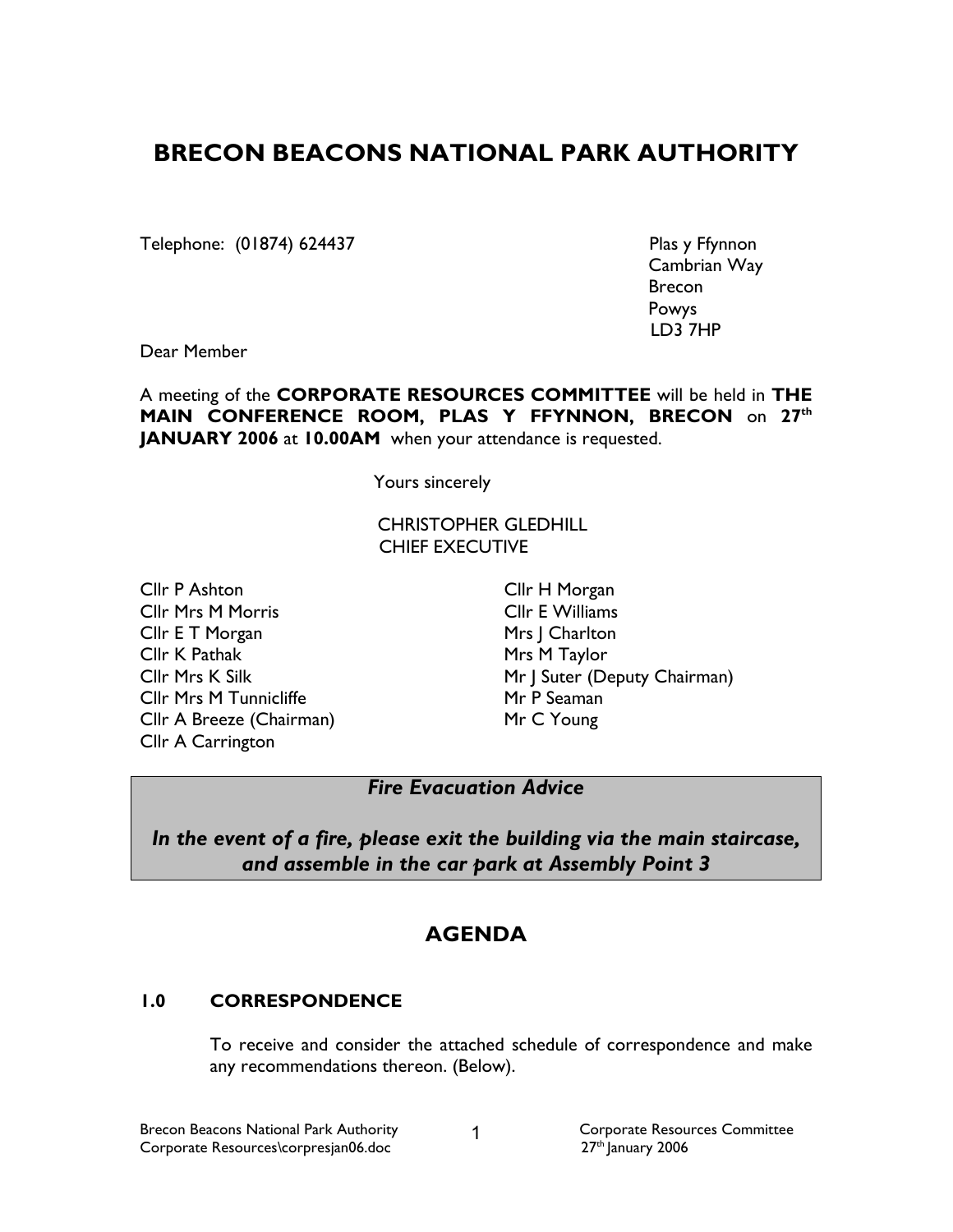# BRECON BEACONS NATIONAL PARK AUTHORITY

Telephone: (01874) 624437

Plas y Ffynnon
Cambrian Way
Brecon
Powys
LD3 7HP

Dear Member

A meeting of the **CORPORATE RESOURCES COMMITTEE** will be held in **THE MAIN CONFERENCE ROOM, PLAS Y FFYNNON, BRECON** on **27th JANUARY 2006** at **10.00AM** when your attendance is requested.

Yours sincerely

CHRISTOPHER GLEDHILL
CHIEF EXECUTIVE

Cllr P Ashton
Cllr Mrs M Morris
Cllr E T Morgan
Cllr K Pathak
Cllr Mrs K Silk
Cllr Mrs M Tunnicliffe
Cllr A Breeze (Chairman)
Cllr A Carrington
Cllr H Morgan
Cllr E Williams
Mrs J Charlton
Mrs M Taylor
Mr J Suter (Deputy Chairman)
Mr P Seaman
Mr C Young

***Fire Evacuation Advice***

***In the event of a fire, please exit the building via the main staircase, and assemble in the car park at Assembly Point 3***

## AGENDA

### 1.0 CORRESPONDENCE

To receive and consider the attached schedule of correspondence and make any recommendations thereon. (Below).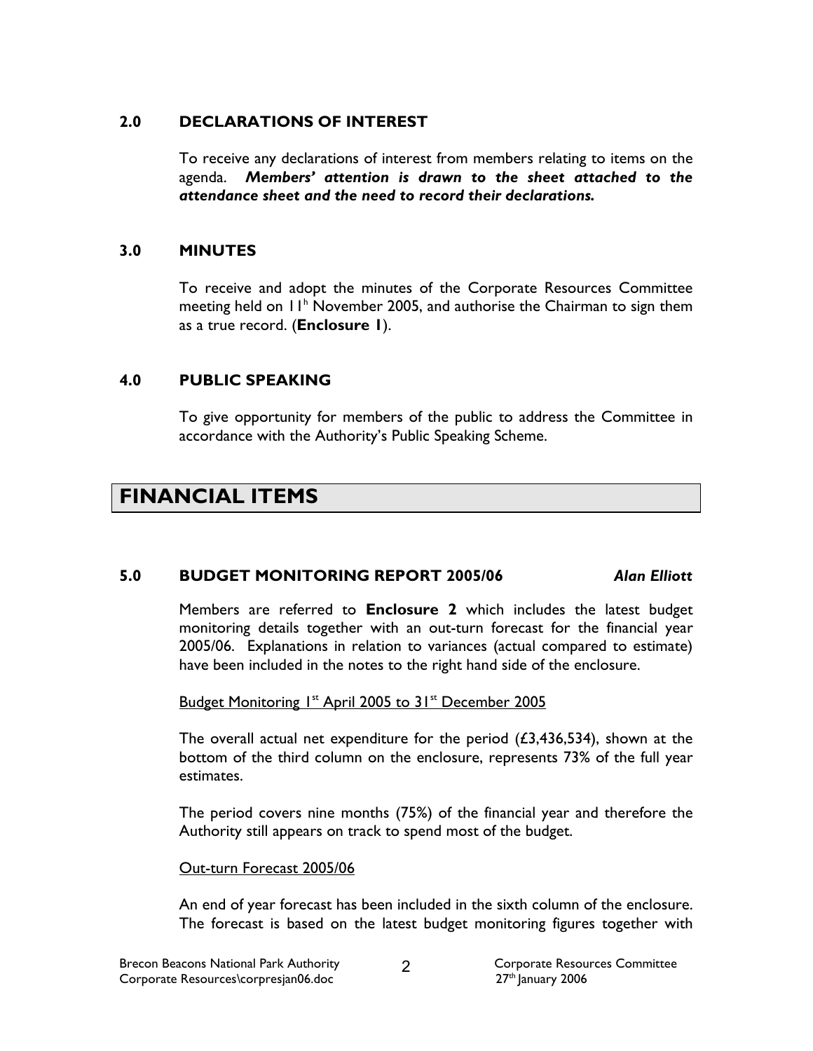## 2.0 DECLARATIONS OF INTEREST

To receive any declarations of interest from members relating to items on the agenda. ***Members' attention is drawn to the sheet attached to the attendance sheet and the need to record their declarations.***

## 3.0 MINUTES

To receive and adopt the minutes of the Corporate Resources Committee meeting held on 11th November 2005, and authorise the Chairman to sign them as a true record. (**Enclosure 1**).

## 4.0 PUBLIC SPEAKING

To give opportunity for members of the public to address the Committee in accordance with the Authority's Public Speaking Scheme.

# FINANCIAL ITEMS

## 5.0 BUDGET MONITORING REPORT 2005/06 — *Alan Elliott*

Members are referred to **Enclosure 2** which includes the latest budget monitoring details together with an out-turn forecast for the financial year 2005/06. Explanations in relation to variances (actual compared to estimate) have been included in the notes to the right hand side of the enclosure.

Budget Monitoring 1st April 2005 to 31st December 2005

The overall actual net expenditure for the period (£3,436,534), shown at the bottom of the third column on the enclosure, represents 73% of the full year estimates.

The period covers nine months (75%) of the financial year and therefore the Authority still appears on track to spend most of the budget.

Out-turn Forecast 2005/06

An end of year forecast has been included in the sixth column of the enclosure. The forecast is based on the latest budget monitoring figures together with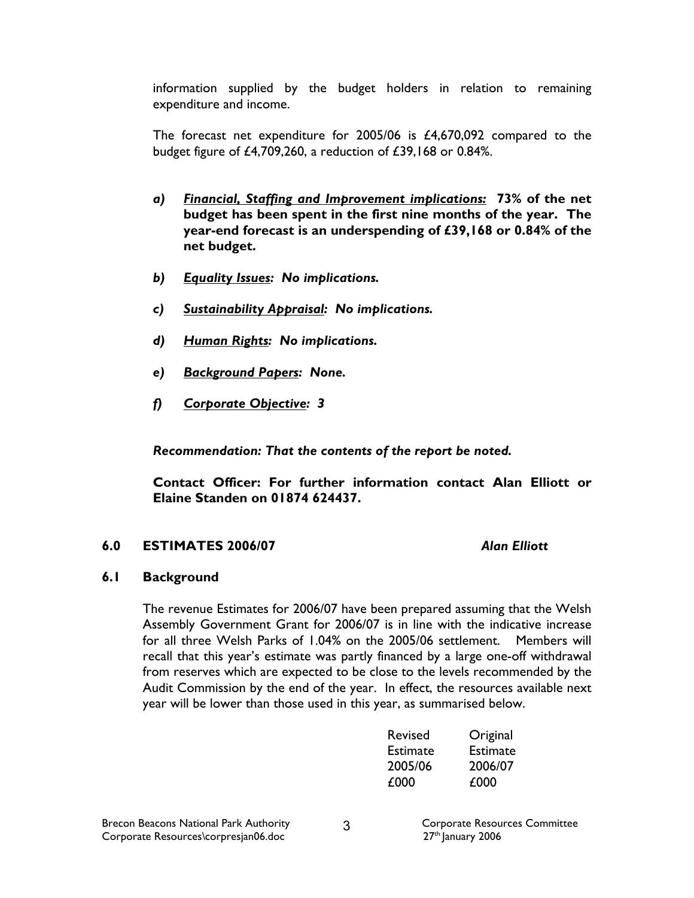information supplied by the budget holders in relation to remaining expenditure and income.

The forecast net expenditure for 2005/06 is £4,670,092 compared to the budget figure of £4,709,260, a reduction of £39,168 or 0.84%.

a) ***Financial, Staffing and Improvement implications:*** **73% of the net budget has been spent in the first nine months of the year. The year-end forecast is an underspending of £39,168 or 0.84% of the net budget.**

b) ***Equality Issues:*** ***No implications.***

c) ***Sustainability Appraisal:*** ***No implications.***

d) ***Human Rights:*** ***No implications.***

e) ***Background Papers:*** ***None.***

f) ***Corporate Objective:*** ***3***

***Recommendation: That the contents of the report be noted.***

**Contact Officer: For further information contact Alan Elliott or Elaine Standen on 01874 624437.**

## 6.0 ESTIMATES 2006/07 — *Alan Elliott*

### 6.1 Background

The revenue Estimates for 2006/07 have been prepared assuming that the Welsh Assembly Government Grant for 2006/07 is in line with the indicative increase for all three Welsh Parks of 1.04% on the 2005/06 settlement. Members will recall that this year's estimate was partly financed by a large one-off withdrawal from reserves which are expected to be close to the levels recommended by the Audit Commission by the end of the year. In effect, the resources available next year will be lower than those used in this year, as summarised below.

| | Revised Estimate 2005/06 £000 | Original Estimate 2006/07 £000 |
|---|---|---|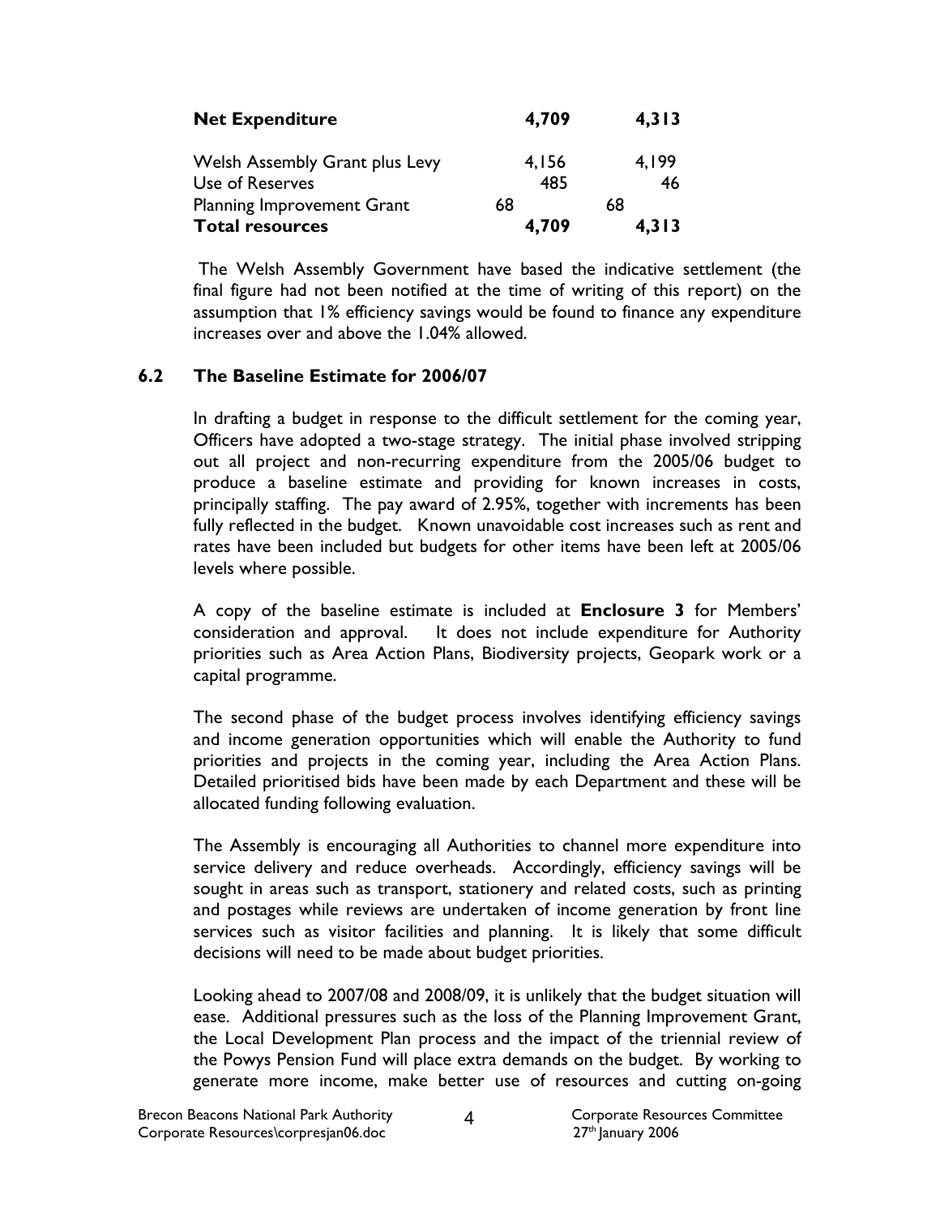| | | |
|---|---|---|
| **Net Expenditure** | **4,709** | **4,313** |
| Welsh Assembly Grant plus Levy | 4,156 | 4,199 |
| Use of Reserves | 485 | 46 |
| Planning Improvement Grant | 68 | 68 |
| **Total resources** | **4,709** | **4,313** |

The Welsh Assembly Government have based the indicative settlement (the final figure had not been notified at the time of writing of this report) on the assumption that 1% efficiency savings would be found to finance any expenditure increases over and above the 1.04% allowed.

### 6.2 The Baseline Estimate for 2006/07

In drafting a budget in response to the difficult settlement for the coming year, Officers have adopted a two-stage strategy. The initial phase involved stripping out all project and non-recurring expenditure from the 2005/06 budget to produce a baseline estimate and providing for known increases in costs, principally staffing. The pay award of 2.95%, together with increments has been fully reflected in the budget. Known unavoidable cost increases such as rent and rates have been included but budgets for other items have been left at 2005/06 levels where possible.

A copy of the baseline estimate is included at **Enclosure 3** for Members' consideration and approval. It does not include expenditure for Authority priorities such as Area Action Plans, Biodiversity projects, Geopark work or a capital programme.

The second phase of the budget process involves identifying efficiency savings and income generation opportunities which will enable the Authority to fund priorities and projects in the coming year, including the Area Action Plans. Detailed prioritised bids have been made by each Department and these will be allocated funding following evaluation.

The Assembly is encouraging all Authorities to channel more expenditure into service delivery and reduce overheads. Accordingly, efficiency savings will be sought in areas such as transport, stationery and related costs, such as printing and postages while reviews are undertaken of income generation by front line services such as visitor facilities and planning. It is likely that some difficult decisions will need to be made about budget priorities.

Looking ahead to 2007/08 and 2008/09, it is unlikely that the budget situation will ease. Additional pressures such as the loss of the Planning Improvement Grant, the Local Development Plan process and the impact of the triennial review of the Powys Pension Fund will place extra demands on the budget. By working to generate more income, make better use of resources and cutting on-going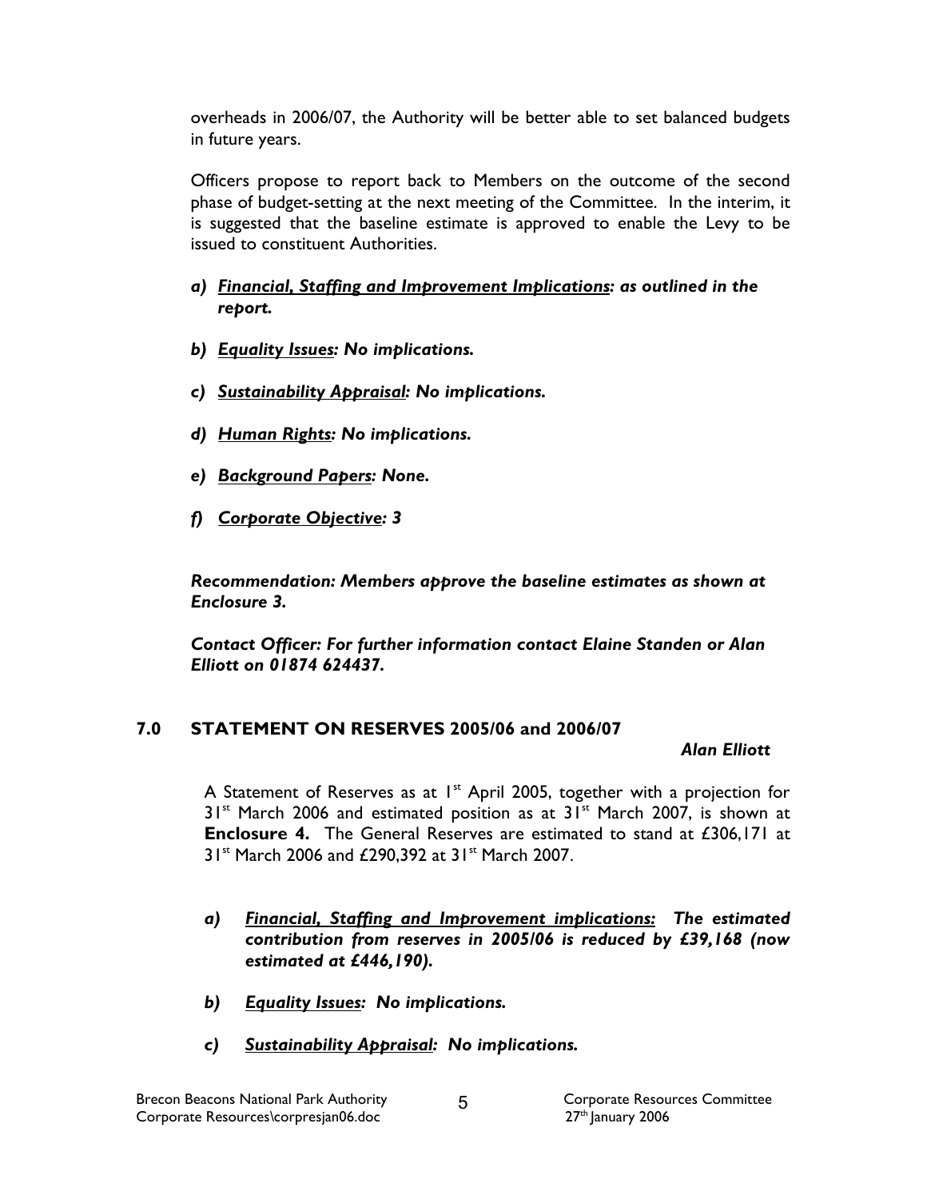overheads in 2006/07, the Authority will be better able to set balanced budgets in future years.

Officers propose to report back to Members on the outcome of the second phase of budget-setting at the next meeting of the Committee. In the interim, it is suggested that the baseline estimate is approved to enable the Levy to be issued to constituent Authorities.

a) ***Financial, Staffing and Improvement Implications**: as outlined in the report.*

b) ***Equality Issues**: No implications.*

c) ***Sustainability Appraisal**: No implications.*

d) ***Human Rights**: No implications.*

e) ***Background Papers**: None.*

f) ***Corporate Objective**: 3*

***Recommendation: Members approve the baseline estimates as shown at Enclosure 3.***

***Contact Officer: For further information contact Elaine Standen or Alan Elliott on 01874 624437.***

## 7.0 STATEMENT ON RESERVES 2005/06 and 2006/07

***Alan Elliott***

A Statement of Reserves as at 1st April 2005, together with a projection for 31st March 2006 and estimated position as at 31st March 2007, is shown at **Enclosure 4.** The General Reserves are estimated to stand at £306,171 at 31st March 2006 and £290,392 at 31st March 2007.

a) ***Financial, Staffing and Improvement implications:** The estimated contribution from reserves in 2005/06 is reduced by £39,168 (now estimated at £446,190).*

b) ***Equality Issues:** No implications.*

c) ***Sustainability Appraisal:** No implications.*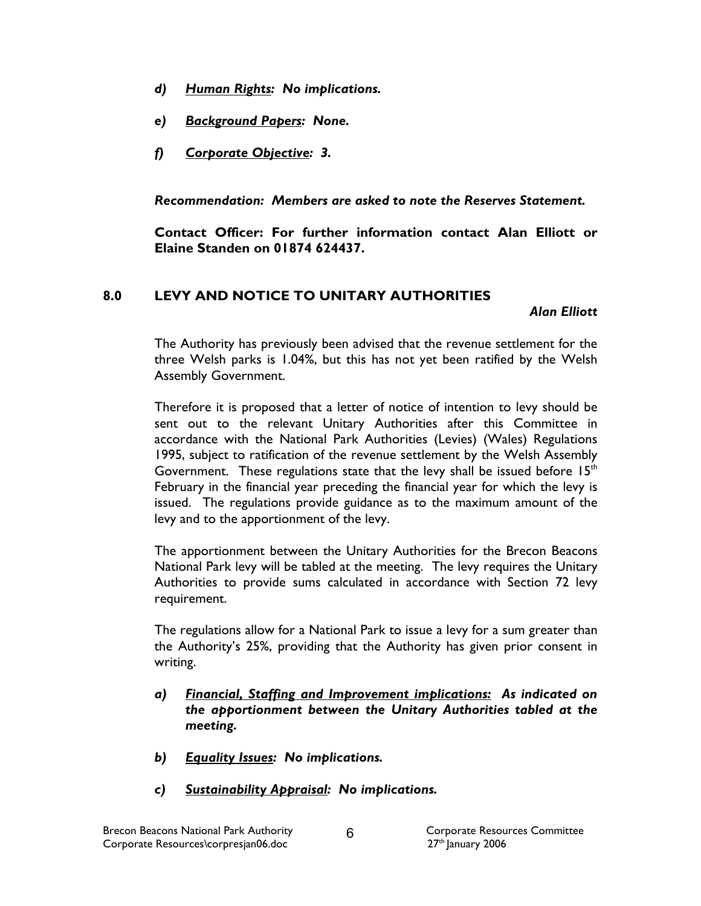*d)* ***Human Rights:*** ***No implications.***

*e)* ***Background Papers:*** ***None.***

*f)* ***Corporate Objective:*** ***3.***

***Recommendation: Members are asked to note the Reserves Statement.***

**Contact Officer: For further information contact Alan Elliott or Elaine Standen on 01874 624437.**

## 8.0 LEVY AND NOTICE TO UNITARY AUTHORITIES

***Alan Elliott***

The Authority has previously been advised that the revenue settlement for the three Welsh parks is 1.04%, but this has not yet been ratified by the Welsh Assembly Government.

Therefore it is proposed that a letter of notice of intention to levy should be sent out to the relevant Unitary Authorities after this Committee in accordance with the National Park Authorities (Levies) (Wales) Regulations 1995, subject to ratification of the revenue settlement by the Welsh Assembly Government. These regulations state that the levy shall be issued before 15th February in the financial year preceding the financial year for which the levy is issued. The regulations provide guidance as to the maximum amount of the levy and to the apportionment of the levy.

The apportionment between the Unitary Authorities for the Brecon Beacons National Park levy will be tabled at the meeting. The levy requires the Unitary Authorities to provide sums calculated in accordance with Section 72 levy requirement.

The regulations allow for a National Park to issue a levy for a sum greater than the Authority's 25%, providing that the Authority has given prior consent in writing.

*a)* ***Financial, Staffing and Improvement implications:*** ***As indicated on the apportionment between the Unitary Authorities tabled at the meeting.***

*b)* ***Equality Issues:*** ***No implications.***

*c)* ***Sustainability Appraisal:*** ***No implications.***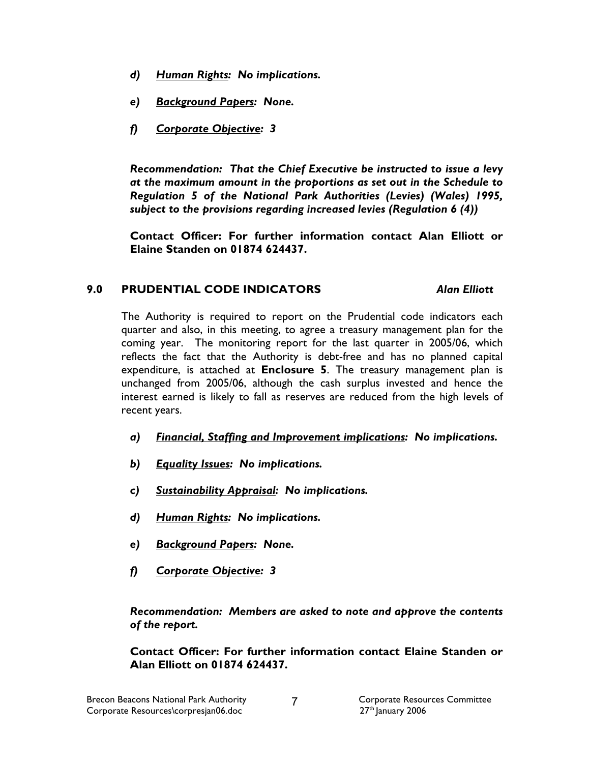*d) Human Rights: No implications.*

*e) Background Papers: None.*

*f) Corporate Objective: 3*

***Recommendation: That the Chief Executive be instructed to issue a levy at the maximum amount in the proportions as set out in the Schedule to Regulation 5 of the National Park Authorities (Levies) (Wales) 1995, subject to the provisions regarding increased levies (Regulation 6 (4))***

**Contact Officer: For further information contact Alan Elliott or Elaine Standen on 01874 624437.**

## 9.0 PRUDENTIAL CODE INDICATORS *Alan Elliott*

The Authority is required to report on the Prudential code indicators each quarter and also, in this meeting, to agree a treasury management plan for the coming year. The monitoring report for the last quarter in 2005/06, which reflects the fact that the Authority is debt-free and has no planned capital expenditure, is attached at **Enclosure 5**. The treasury management plan is unchanged from 2005/06, although the cash surplus invested and hence the interest earned is likely to fall as reserves are reduced from the high levels of recent years.

*a) Financial, Staffing and Improvement implications: No implications.*

*b) Equality Issues: No implications.*

*c) Sustainability Appraisal: No implications.*

*d) Human Rights: No implications.*

*e) Background Papers: None.*

*f) Corporate Objective: 3*

***Recommendation: Members are asked to note and approve the contents of the report.***

**Contact Officer: For further information contact Elaine Standen or Alan Elliott on 01874 624437.**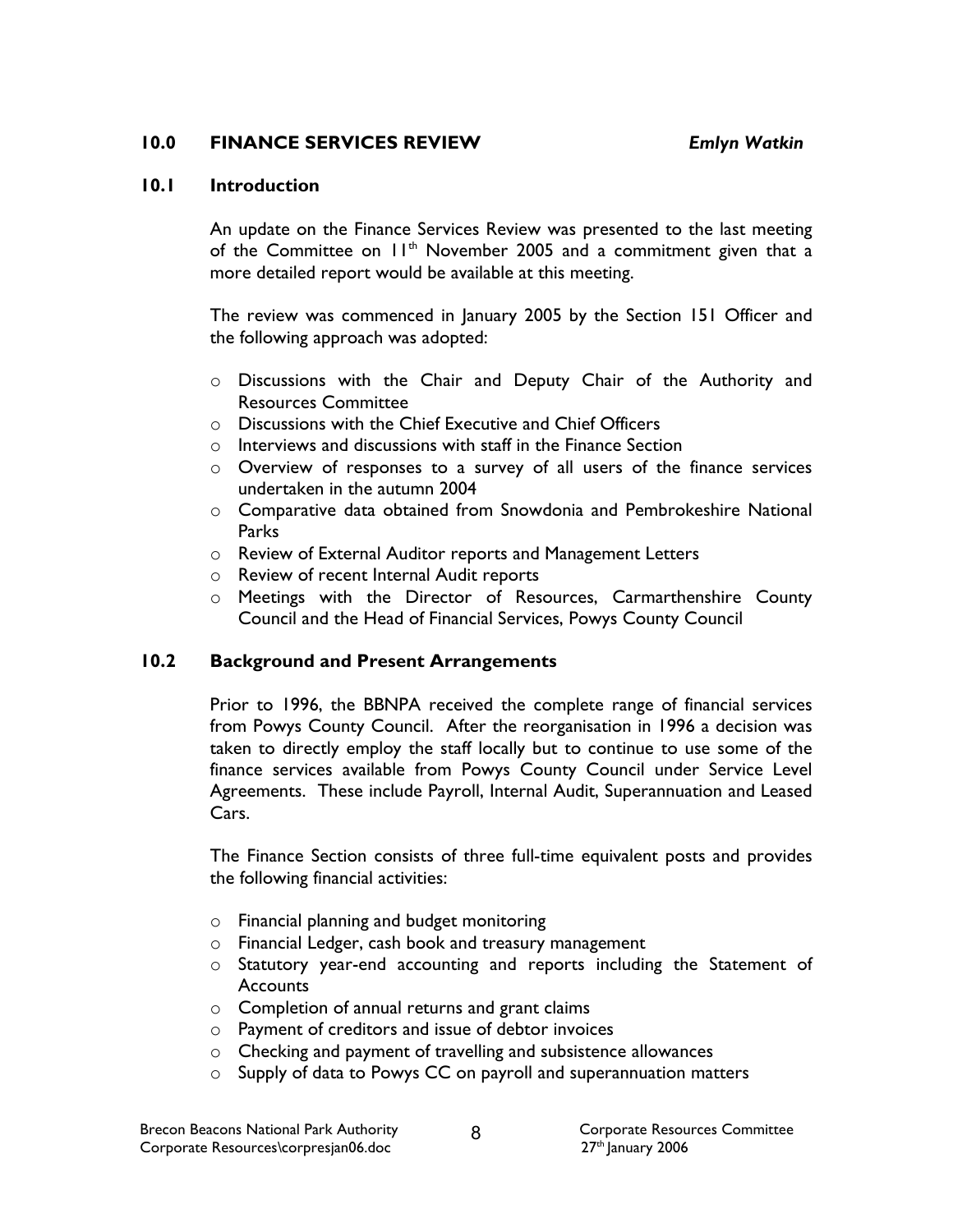## 10.0 FINANCE SERVICES REVIEW *Emlyn Watkin*

### 10.1 Introduction

An update on the Finance Services Review was presented to the last meeting of the Committee on 11th November 2005 and a commitment given that a more detailed report would be available at this meeting.

The review was commenced in January 2005 by the Section 151 Officer and the following approach was adopted:

- Discussions with the Chair and Deputy Chair of the Authority and Resources Committee
- Discussions with the Chief Executive and Chief Officers
- Interviews and discussions with staff in the Finance Section
- Overview of responses to a survey of all users of the finance services undertaken in the autumn 2004
- Comparative data obtained from Snowdonia and Pembrokeshire National Parks
- Review of External Auditor reports and Management Letters
- Review of recent Internal Audit reports
- Meetings with the Director of Resources, Carmarthenshire County Council and the Head of Financial Services, Powys County Council

### 10.2 Background and Present Arrangements

Prior to 1996, the BBNPA received the complete range of financial services from Powys County Council. After the reorganisation in 1996 a decision was taken to directly employ the staff locally but to continue to use some of the finance services available from Powys County Council under Service Level Agreements. These include Payroll, Internal Audit, Superannuation and Leased Cars.

The Finance Section consists of three full-time equivalent posts and provides the following financial activities:

- Financial planning and budget monitoring
- Financial Ledger, cash book and treasury management
- Statutory year-end accounting and reports including the Statement of Accounts
- Completion of annual returns and grant claims
- Payment of creditors and issue of debtor invoices
- Checking and payment of travelling and subsistence allowances
- Supply of data to Powys CC on payroll and superannuation matters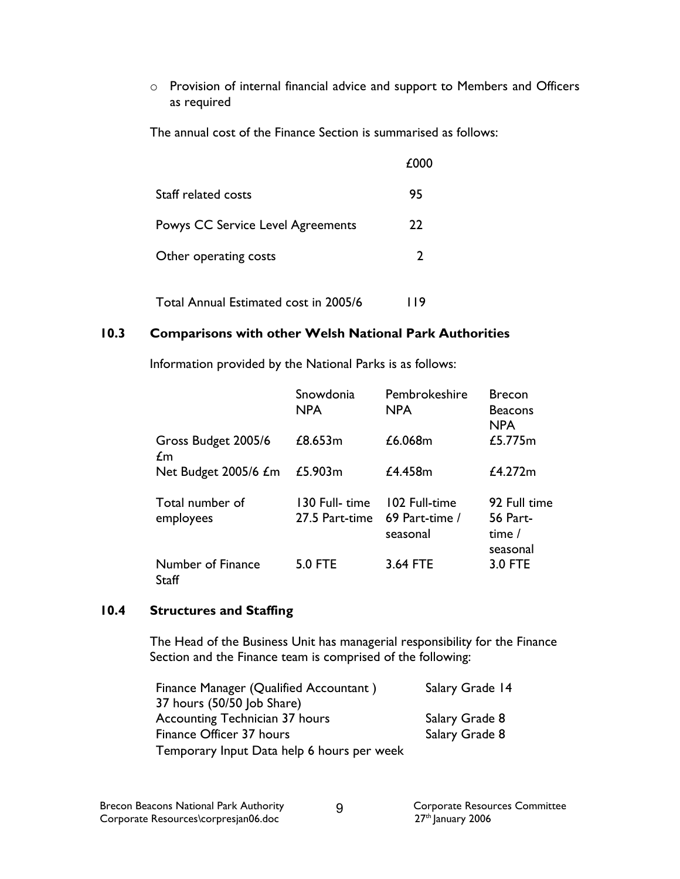- Provision of internal financial advice and support to Members and Officers as required

The annual cost of the Finance Section is summarised as follows:

| | £000 |
|---|---|
| Staff related costs | 95 |
| Powys CC Service Level Agreements | 22 |
| Other operating costs | 2 |
| Total Annual Estimated cost in 2005/6 | 119 |

## 10.3 Comparisons with other Welsh National Park Authorities

Information provided by the National Parks is as follows:

| | Snowdonia NPA | Pembrokeshire NPA | Brecon Beacons NPA |
|---|---|---|---|
| Gross Budget 2005/6 £m | £8.653m | £6.068m | £5.775m |
| Net Budget 2005/6 £m | £5.903m | £4.458m | £4.272m |
| Total number of employees | 130 Full- time 27.5 Part-time | 102 Full-time 69 Part-time / seasonal | 92 Full time 56 Part-time / seasonal |
| Number of Finance Staff | 5.0 FTE | 3.64 FTE | 3.0 FTE |

## 10.4 Structures and Staffing

The Head of the Business Unit has managerial responsibility for the Finance Section and the Finance team is comprised of the following:

| | |
|---|---|
| Finance Manager (Qualified Accountant ) 37 hours (50/50 Job Share) | Salary Grade 14 |
| Accounting Technician 37 hours | Salary Grade 8 |
| Finance Officer 37 hours | Salary Grade 8 |
| Temporary Input Data help 6 hours per week | |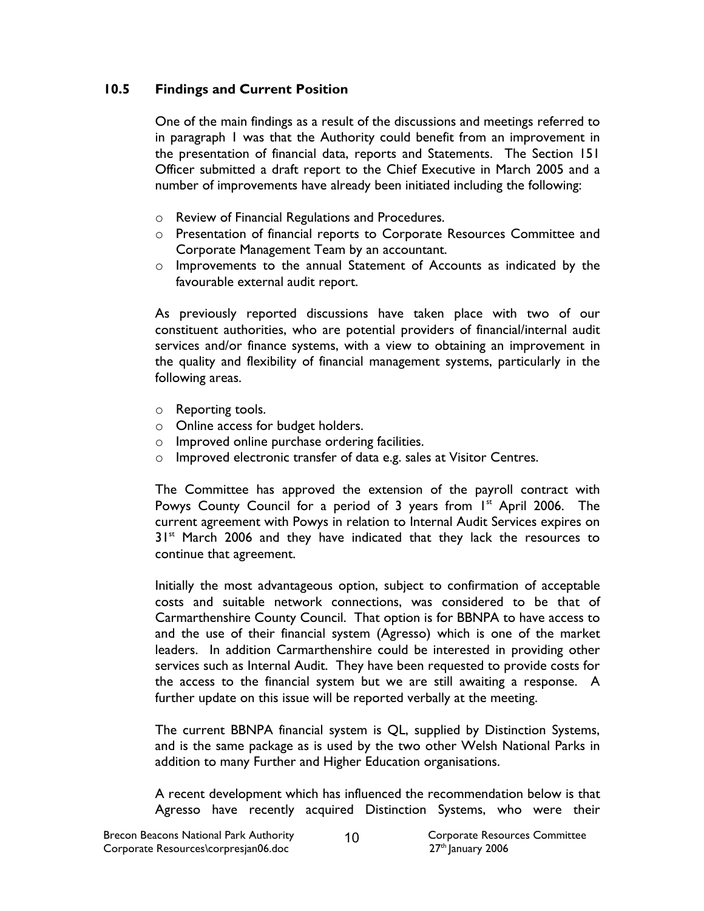## 10.5 Findings and Current Position

One of the main findings as a result of the discussions and meetings referred to in paragraph 1 was that the Authority could benefit from an improvement in the presentation of financial data, reports and Statements. The Section 151 Officer submitted a draft report to the Chief Executive in March 2005 and a number of improvements have already been initiated including the following:

- Review of Financial Regulations and Procedures.
- Presentation of financial reports to Corporate Resources Committee and Corporate Management Team by an accountant.
- Improvements to the annual Statement of Accounts as indicated by the favourable external audit report.

As previously reported discussions have taken place with two of our constituent authorities, who are potential providers of financial/internal audit services and/or finance systems, with a view to obtaining an improvement in the quality and flexibility of financial management systems, particularly in the following areas.

- Reporting tools.
- Online access for budget holders.
- Improved online purchase ordering facilities.
- Improved electronic transfer of data e.g. sales at Visitor Centres.

The Committee has approved the extension of the payroll contract with Powys County Council for a period of 3 years from 1st April 2006. The current agreement with Powys in relation to Internal Audit Services expires on 31st March 2006 and they have indicated that they lack the resources to continue that agreement.

Initially the most advantageous option, subject to confirmation of acceptable costs and suitable network connections, was considered to be that of Carmarthenshire County Council. That option is for BBNPA to have access to and the use of their financial system (Agresso) which is one of the market leaders. In addition Carmarthenshire could be interested in providing other services such as Internal Audit. They have been requested to provide costs for the access to the financial system but we are still awaiting a response. A further update on this issue will be reported verbally at the meeting.

The current BBNPA financial system is QL, supplied by Distinction Systems, and is the same package as is used by the two other Welsh National Parks in addition to many Further and Higher Education organisations.

A recent development which has influenced the recommendation below is that Agresso have recently acquired Distinction Systems, who were their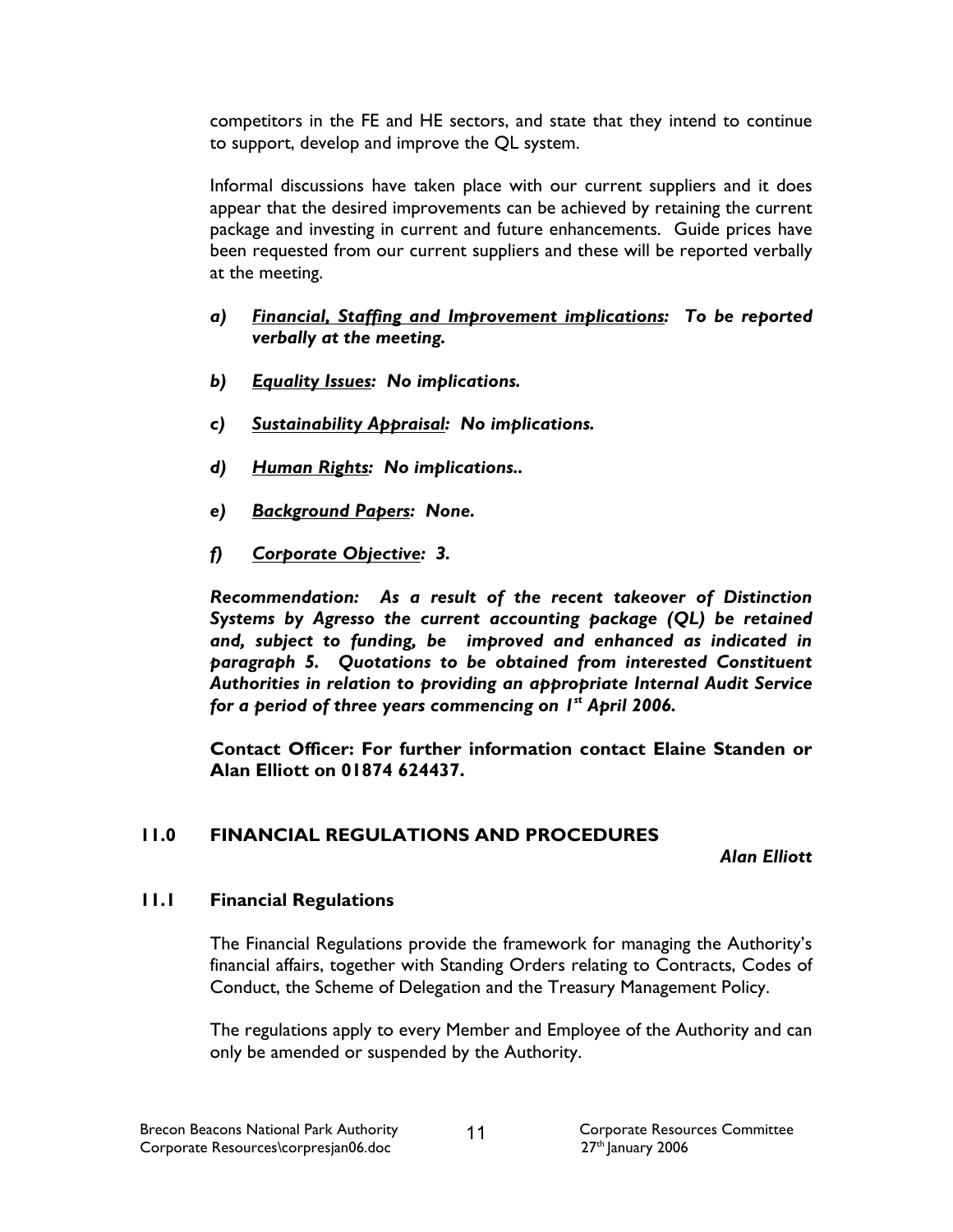competitors in the FE and HE sectors, and state that they intend to continue to support, develop and improve the QL system.

Informal discussions have taken place with our current suppliers and it does appear that the desired improvements can be achieved by retaining the current package and investing in current and future enhancements. Guide prices have been requested from our current suppliers and these will be reported verbally at the meeting.

a) ***Financial, Staffing and Improvement implications:*** ***To be reported verbally at the meeting.***

b) ***Equality Issues:*** ***No implications.***

c) ***Sustainability Appraisal:*** ***No implications.***

d) ***Human Rights:*** ***No implications..***

e) ***Background Papers:*** ***None.***

f) ***Corporate Objective:*** ***3.***

***Recommendation: As a result of the recent takeover of Distinction Systems by Agresso the current accounting package (QL) be retained and, subject to funding, be improved and enhanced as indicated in paragraph 5. Quotations to be obtained from interested Constituent Authorities in relation to providing an appropriate Internal Audit Service for a period of three years commencing on 1st April 2006.***

**Contact Officer: For further information contact Elaine Standen or Alan Elliott on 01874 624437.**

## 11.0 FINANCIAL REGULATIONS AND PROCEDURES

***Alan Elliott***

### 11.1 Financial Regulations

The Financial Regulations provide the framework for managing the Authority's financial affairs, together with Standing Orders relating to Contracts, Codes of Conduct, the Scheme of Delegation and the Treasury Management Policy.

The regulations apply to every Member and Employee of the Authority and can only be amended or suspended by the Authority.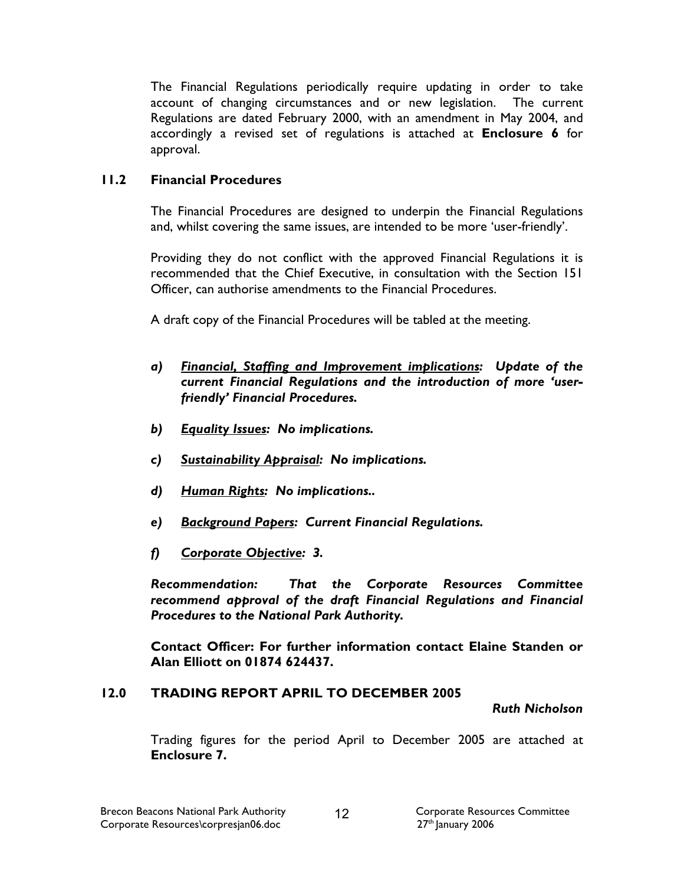The Financial Regulations periodically require updating in order to take account of changing circumstances and or new legislation. The current Regulations are dated February 2000, with an amendment in May 2004, and accordingly a revised set of regulations is attached at **Enclosure 6** for approval.

### 11.2 Financial Procedures

The Financial Procedures are designed to underpin the Financial Regulations and, whilst covering the same issues, are intended to be more 'user-friendly'.

Providing they do not conflict with the approved Financial Regulations it is recommended that the Chief Executive, in consultation with the Section 151 Officer, can authorise amendments to the Financial Procedures.

A draft copy of the Financial Procedures will be tabled at the meeting.

***a)*** ***<u>Financial, Staffing and Improvement implications</u>: Update of the current Financial Regulations and the introduction of more 'user-friendly' Financial Procedures.***

***b)*** ***<u>Equality Issues</u>: No implications.***

***c)*** ***<u>Sustainability Appraisal</u>: No implications.***

***d)*** ***<u>Human Rights</u>: No implications..***

***e)*** ***<u>Background Papers</u>: Current Financial Regulations.***

***f)*** ***<u>Corporate Objective</u>: 3.***

***Recommendation: That the Corporate Resources Committee recommend approval of the draft Financial Regulations and Financial Procedures to the National Park Authority.***

**Contact Officer: For further information contact Elaine Standen or Alan Elliott on 01874 624437.**

## 12.0 TRADING REPORT APRIL TO DECEMBER 2005

***Ruth Nicholson***

Trading figures for the period April to December 2005 are attached at **Enclosure 7.**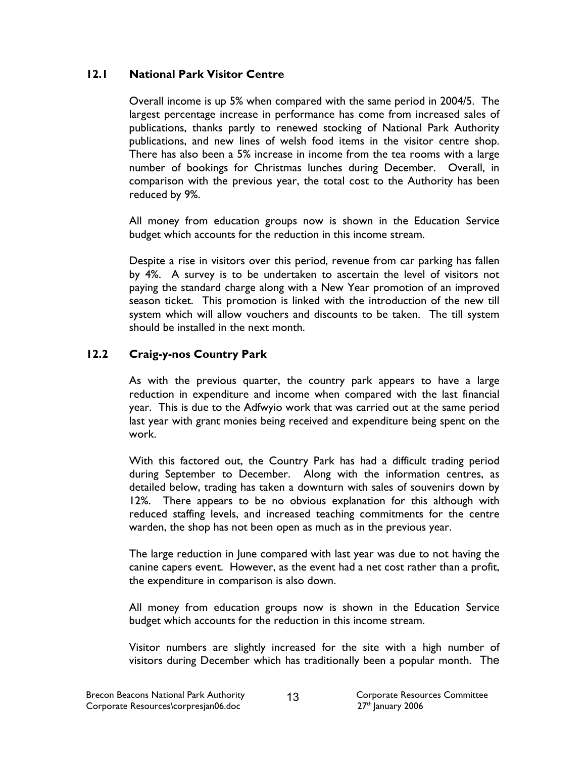## 12.1 National Park Visitor Centre

Overall income is up 5% when compared with the same period in 2004/5. The largest percentage increase in performance has come from increased sales of publications, thanks partly to renewed stocking of National Park Authority publications, and new lines of welsh food items in the visitor centre shop. There has also been a 5% increase in income from the tea rooms with a large number of bookings for Christmas lunches during December. Overall, in comparison with the previous year, the total cost to the Authority has been reduced by 9%.

All money from education groups now is shown in the Education Service budget which accounts for the reduction in this income stream.

Despite a rise in visitors over this period, revenue from car parking has fallen by 4%. A survey is to be undertaken to ascertain the level of visitors not paying the standard charge along with a New Year promotion of an improved season ticket. This promotion is linked with the introduction of the new till system which will allow vouchers and discounts to be taken. The till system should be installed in the next month.

## 12.2 Craig-y-nos Country Park

As with the previous quarter, the country park appears to have a large reduction in expenditure and income when compared with the last financial year. This is due to the Adfwyio work that was carried out at the same period last year with grant monies being received and expenditure being spent on the work.

With this factored out, the Country Park has had a difficult trading period during September to December. Along with the information centres, as detailed below, trading has taken a downturn with sales of souvenirs down by 12%. There appears to be no obvious explanation for this although with reduced staffing levels, and increased teaching commitments for the centre warden, the shop has not been open as much as in the previous year.

The large reduction in June compared with last year was due to not having the canine capers event. However, as the event had a net cost rather than a profit, the expenditure in comparison is also down.

All money from education groups now is shown in the Education Service budget which accounts for the reduction in this income stream.

Visitor numbers are slightly increased for the site with a high number of visitors during December which has traditionally been a popular month. The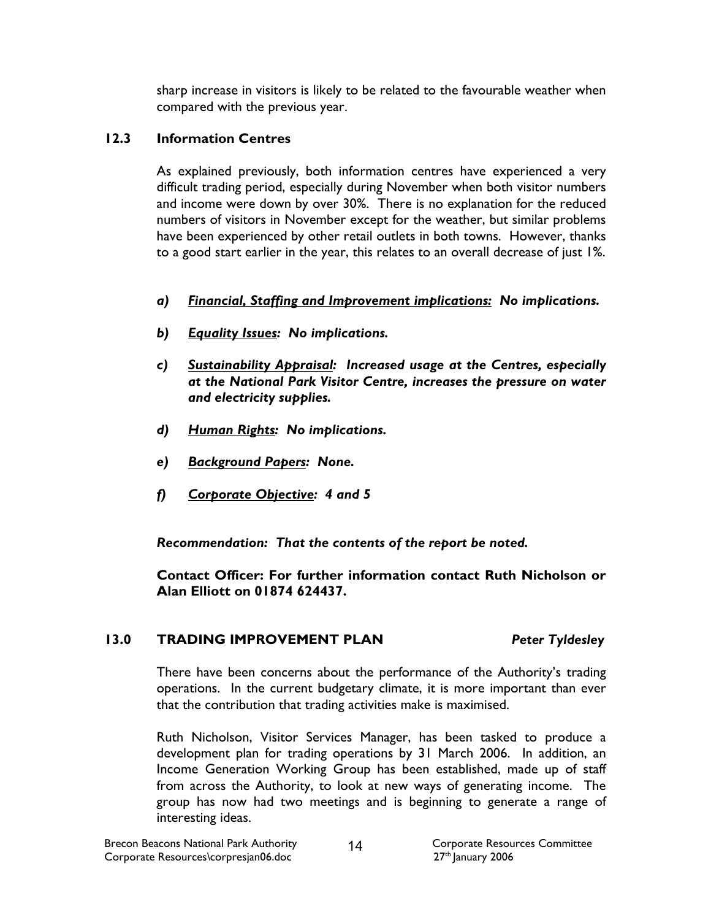sharp increase in visitors is likely to be related to the favourable weather when compared with the previous year.

### 12.3 Information Centres

As explained previously, both information centres have experienced a very difficult trading period, especially during November when both visitor numbers and income were down by over 30%. There is no explanation for the reduced numbers of visitors in November except for the weather, but similar problems have been experienced by other retail outlets in both towns. However, thanks to a good start earlier in the year, this relates to an overall decrease of just 1%.

***a) <u>Financial, Staffing and Improvement implications:</u> No implications.***

***b) <u>Equality Issues</u>: No implications.***

***c) <u>Sustainability Appraisal</u>: Increased usage at the Centres, especially at the National Park Visitor Centre, increases the pressure on water and electricity supplies.***

***d) <u>Human Rights</u>: No implications.***

***e) <u>Background Papers</u>: None.***

***f) <u>Corporate Objective</u>: 4 and 5***

***Recommendation: That the contents of the report be noted.***

**Contact Officer: For further information contact Ruth Nicholson or Alan Elliott on 01874 624437.**

## 13.0 TRADING IMPROVEMENT PLAN *Peter Tyldesley*

There have been concerns about the performance of the Authority's trading operations. In the current budgetary climate, it is more important than ever that the contribution that trading activities make is maximised.

Ruth Nicholson, Visitor Services Manager, has been tasked to produce a development plan for trading operations by 31 March 2006. In addition, an Income Generation Working Group has been established, made up of staff from across the Authority, to look at new ways of generating income. The group has now had two meetings and is beginning to generate a range of interesting ideas.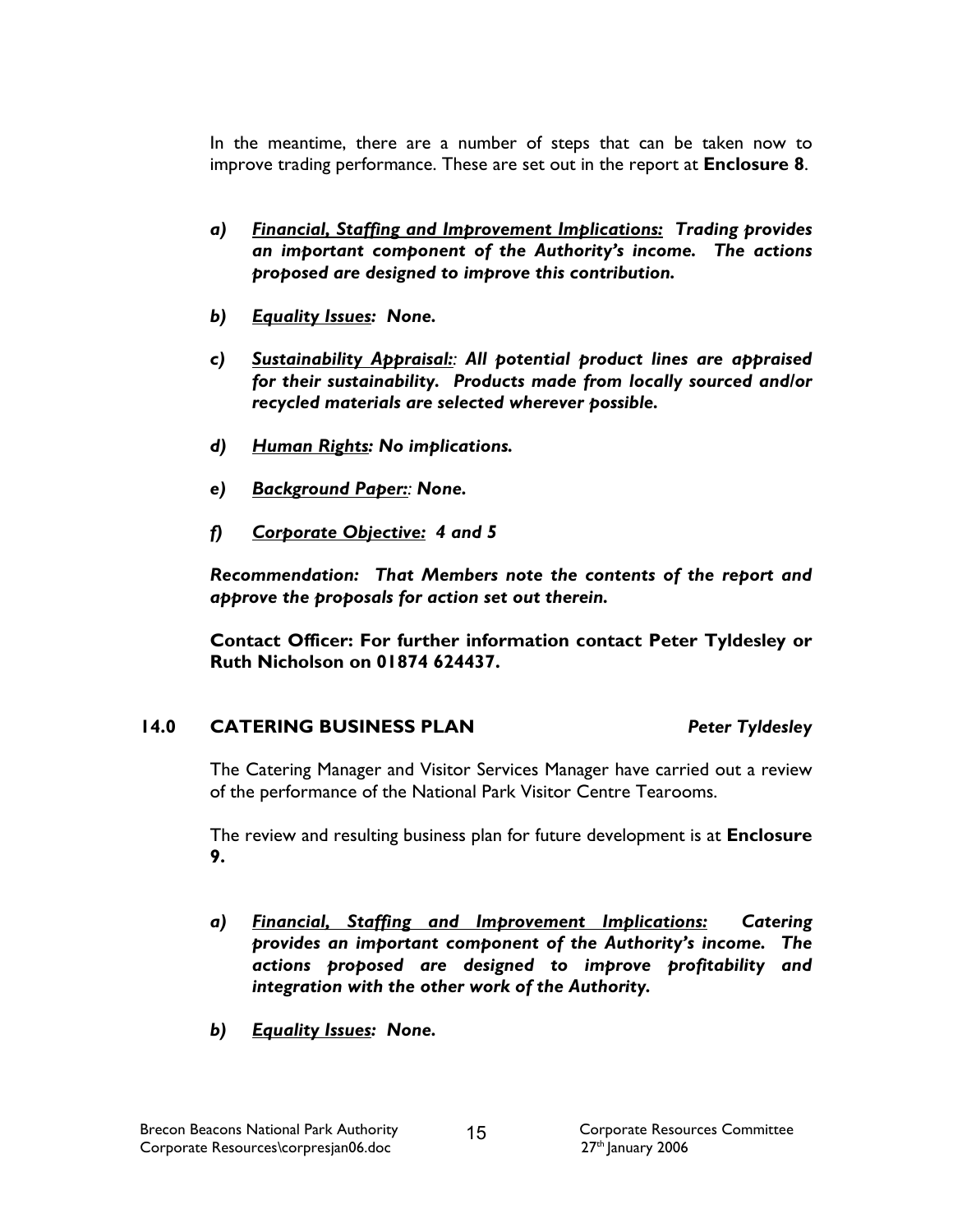In the meantime, there are a number of steps that can be taken now to improve trading performance. These are set out in the report at **Enclosure 8**.

a) ***Financial, Staffing and Improvement Implications:*** ***Trading provides an important component of the Authority's income. The actions proposed are designed to improve this contribution.***

b) ***Equality Issues:*** ***None.***

c) ***Sustainability Appraisal:*** *:* ***All potential product lines are appraised for their sustainability. Products made from locally sourced and/or recycled materials are selected wherever possible.***

d) ***Human Rights:*** ***No implications.***

e) ***Background Paper:*** *:* ***None.***

f) ***Corporate Objective:*** ***4 and 5***

***Recommendation: That Members note the contents of the report and approve the proposals for action set out therein.***

**Contact Officer: For further information contact Peter Tyldesley or Ruth Nicholson on 01874 624437.**

## 14.0 CATERING BUSINESS PLAN *Peter Tyldesley*

The Catering Manager and Visitor Services Manager have carried out a review of the performance of the National Park Visitor Centre Tearooms.

The review and resulting business plan for future development is at **Enclosure 9.**

a) ***Financial, Staffing and Improvement Implications:*** ***Catering provides an important component of the Authority's income. The actions proposed are designed to improve profitability and integration with the other work of the Authority.***

b) ***Equality Issues:*** ***None.***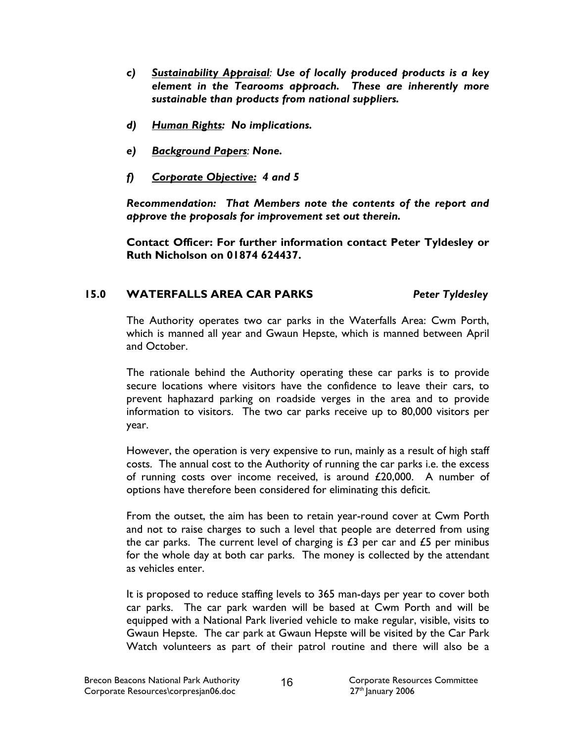*c)* ***Sustainability Appraisal**: Use of locally produced products is a key element in the Tearooms approach. These are inherently more sustainable than products from national suppliers.*

*d)* ***Human Rights**: No implications.*

*e)* ***Background Papers**: None.*

*f)* ***Corporate Objective:** 4 and 5*

***Recommendation: That Members note the contents of the report and approve the proposals for improvement set out therein.***

**Contact Officer: For further information contact Peter Tyldesley or Ruth Nicholson on 01874 624437.**

## 15.0 WATERFALLS AREA CAR PARKS *Peter Tyldesley*

The Authority operates two car parks in the Waterfalls Area: Cwm Porth, which is manned all year and Gwaun Hepste, which is manned between April and October.

The rationale behind the Authority operating these car parks is to provide secure locations where visitors have the confidence to leave their cars, to prevent haphazard parking on roadside verges in the area and to provide information to visitors. The two car parks receive up to 80,000 visitors per year.

However, the operation is very expensive to run, mainly as a result of high staff costs. The annual cost to the Authority of running the car parks i.e. the excess of running costs over income received, is around £20,000. A number of options have therefore been considered for eliminating this deficit.

From the outset, the aim has been to retain year-round cover at Cwm Porth and not to raise charges to such a level that people are deterred from using the car parks. The current level of charging is £3 per car and £5 per minibus for the whole day at both car parks. The money is collected by the attendant as vehicles enter.

It is proposed to reduce staffing levels to 365 man-days per year to cover both car parks. The car park warden will be based at Cwm Porth and will be equipped with a National Park liveried vehicle to make regular, visible, visits to Gwaun Hepste. The car park at Gwaun Hepste will be visited by the Car Park Watch volunteers as part of their patrol routine and there will also be a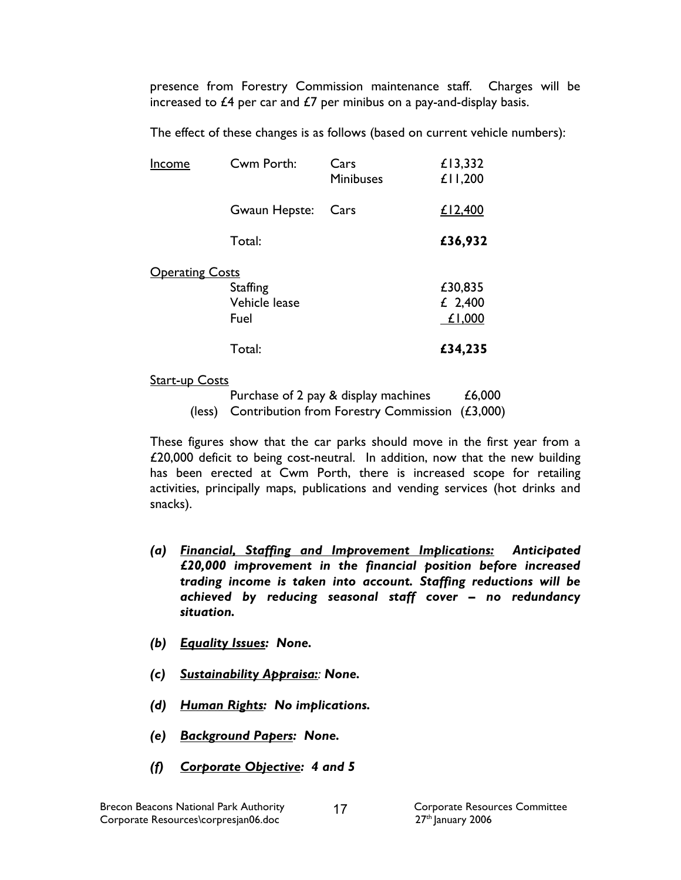presence from Forestry Commission maintenance staff. Charges will be increased to £4 per car and £7 per minibus on a pay-and-display basis.

The effect of these changes is as follows (based on current vehicle numbers):

| | | | |
|---|---|---|---|
| Income | Cwm Porth: | Cars | £13,332 |
| | | Minibuses | £11,200 |
| | Gwaun Hepste: | Cars | £12,400 |
| | Total: | | **£36,932** |
| Operating Costs | | | |
| | Staffing | | £30,835 |
| | Vehicle lease | | £ 2,400 |
| | Fuel | | £1,000 |
| | Total: | | **£34,235** |

Start-up Costs

| | | |
|---|---|---|
| | Purchase of 2 pay & display machines | £6,000 |
| (less) | Contribution from Forestry Commission | (£3,000) |

These figures show that the car parks should move in the first year from a £20,000 deficit to being cost-neutral. In addition, now that the new building has been erected at Cwm Porth, there is increased scope for retailing activities, principally maps, publications and vending services (hot drinks and snacks).

*(a)* ***Financial, Staffing and Improvement Implications:*** ***Anticipated £20,000 improvement in the financial position before increased trading income is taken into account. Staffing reductions will be achieved by reducing seasonal staff cover – no redundancy situation.***

*(b)* ***Equality Issues:*** ***None.***

*(c)* ***Sustainability Appraisa::*** ***None.***

*(d)* ***Human Rights:*** ***No implications.***

*(e)* ***Background Papers:*** ***None.***

*(f)* ***Corporate Objective:*** ***4 and 5***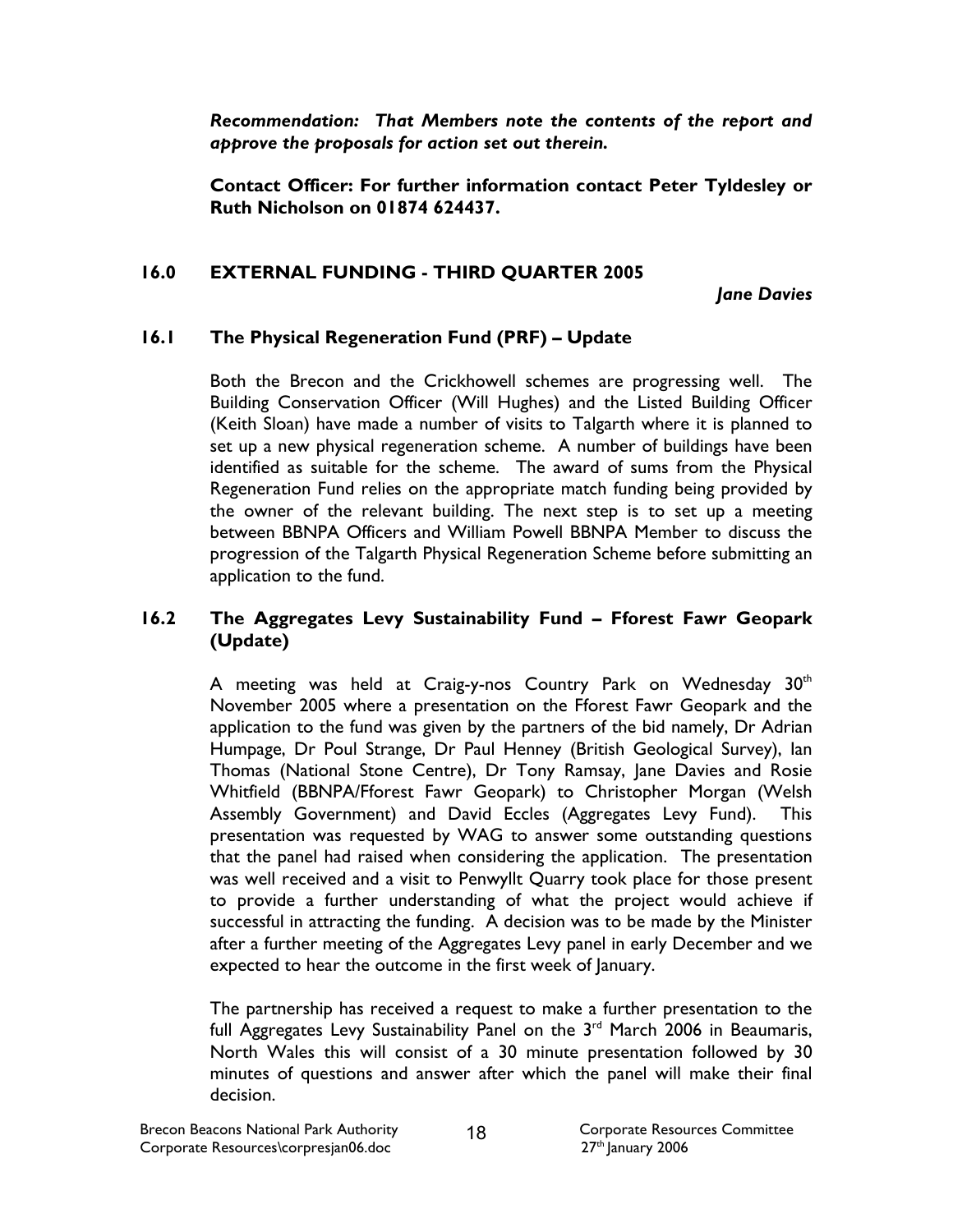***Recommendation: That Members note the contents of the report and approve the proposals for action set out therein.***

**Contact Officer: For further information contact Peter Tyldesley or Ruth Nicholson on 01874 624437.**

## 16.0 EXTERNAL FUNDING - THIRD QUARTER 2005

***Jane Davies***

### 16.1 The Physical Regeneration Fund (PRF) – Update

Both the Brecon and the Crickhowell schemes are progressing well. The Building Conservation Officer (Will Hughes) and the Listed Building Officer (Keith Sloan) have made a number of visits to Talgarth where it is planned to set up a new physical regeneration scheme. A number of buildings have been identified as suitable for the scheme. The award of sums from the Physical Regeneration Fund relies on the appropriate match funding being provided by the owner of the relevant building. The next step is to set up a meeting between BBNPA Officers and William Powell BBNPA Member to discuss the progression of the Talgarth Physical Regeneration Scheme before submitting an application to the fund.

### 16.2 The Aggregates Levy Sustainability Fund – Fforest Fawr Geopark (Update)

A meeting was held at Craig-y-nos Country Park on Wednesday 30th November 2005 where a presentation on the Fforest Fawr Geopark and the application to the fund was given by the partners of the bid namely, Dr Adrian Humpage, Dr Poul Strange, Dr Paul Henney (British Geological Survey), Ian Thomas (National Stone Centre), Dr Tony Ramsay, Jane Davies and Rosie Whitfield (BBNPA/Fforest Fawr Geopark) to Christopher Morgan (Welsh Assembly Government) and David Eccles (Aggregates Levy Fund). This presentation was requested by WAG to answer some outstanding questions that the panel had raised when considering the application. The presentation was well received and a visit to Penwyllt Quarry took place for those present to provide a further understanding of what the project would achieve if successful in attracting the funding. A decision was to be made by the Minister after a further meeting of the Aggregates Levy panel in early December and we expected to hear the outcome in the first week of January.

The partnership has received a request to make a further presentation to the full Aggregates Levy Sustainability Panel on the 3rd March 2006 in Beaumaris, North Wales this will consist of a 30 minute presentation followed by 30 minutes of questions and answer after which the panel will make their final decision.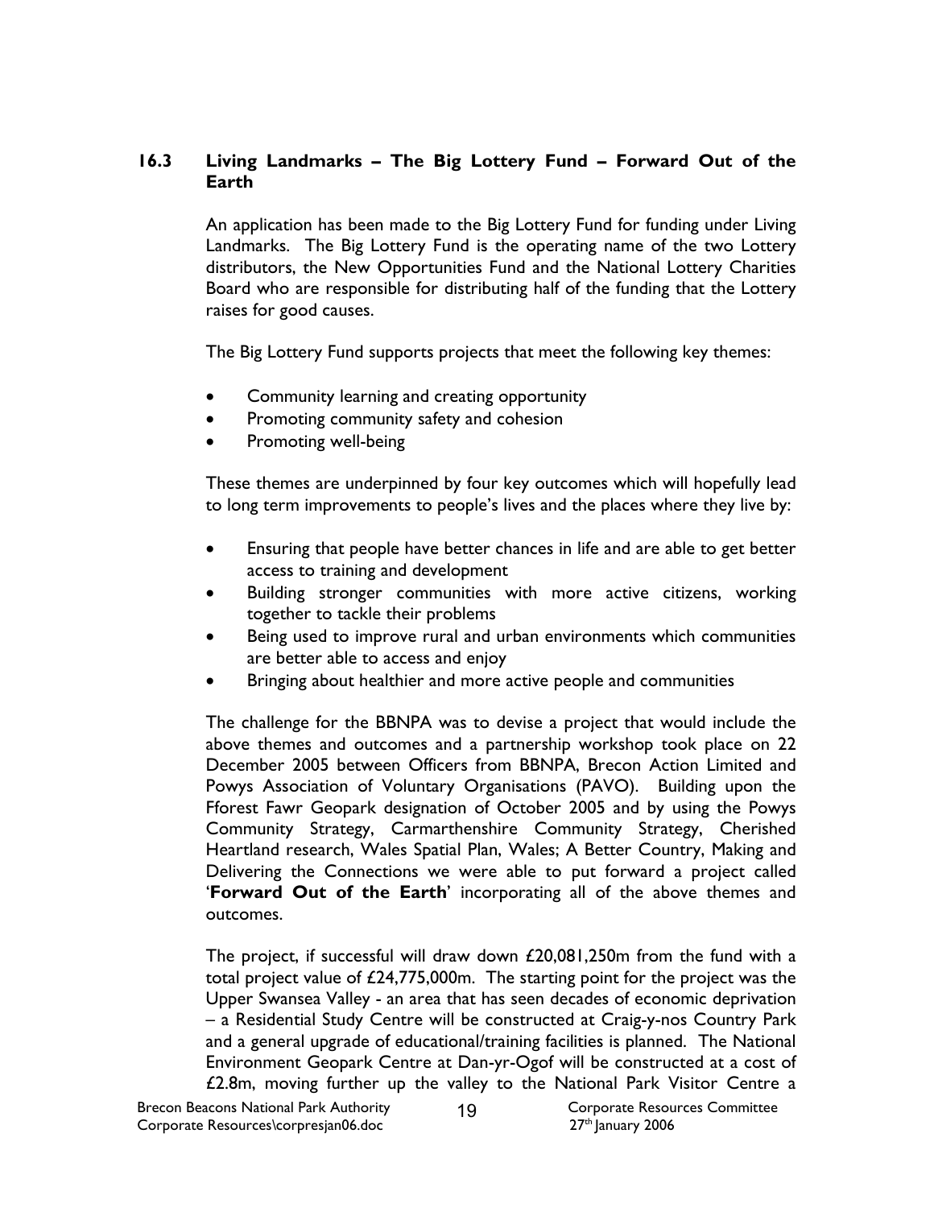### 16.3 Living Landmarks – The Big Lottery Fund – Forward Out of the Earth

An application has been made to the Big Lottery Fund for funding under Living Landmarks. The Big Lottery Fund is the operating name of the two Lottery distributors, the New Opportunities Fund and the National Lottery Charities Board who are responsible for distributing half of the funding that the Lottery raises for good causes.

The Big Lottery Fund supports projects that meet the following key themes:

- Community learning and creating opportunity
- Promoting community safety and cohesion
- Promoting well-being

These themes are underpinned by four key outcomes which will hopefully lead to long term improvements to people's lives and the places where they live by:

- Ensuring that people have better chances in life and are able to get better access to training and development
- Building stronger communities with more active citizens, working together to tackle their problems
- Being used to improve rural and urban environments which communities are better able to access and enjoy
- Bringing about healthier and more active people and communities

The challenge for the BBNPA was to devise a project that would include the above themes and outcomes and a partnership workshop took place on 22 December 2005 between Officers from BBNPA, Brecon Action Limited and Powys Association of Voluntary Organisations (PAVO). Building upon the Fforest Fawr Geopark designation of October 2005 and by using the Powys Community Strategy, Carmarthenshire Community Strategy, Cherished Heartland research, Wales Spatial Plan, Wales; A Better Country, Making and Delivering the Connections we were able to put forward a project called '**Forward Out of the Earth**' incorporating all of the above themes and outcomes.

The project, if successful will draw down £20,081,250m from the fund with a total project value of £24,775,000m. The starting point for the project was the Upper Swansea Valley - an area that has seen decades of economic deprivation – a Residential Study Centre will be constructed at Craig-y-nos Country Park and a general upgrade of educational/training facilities is planned. The National Environment Geopark Centre at Dan-yr-Ogof will be constructed at a cost of £2.8m, moving further up the valley to the National Park Visitor Centre a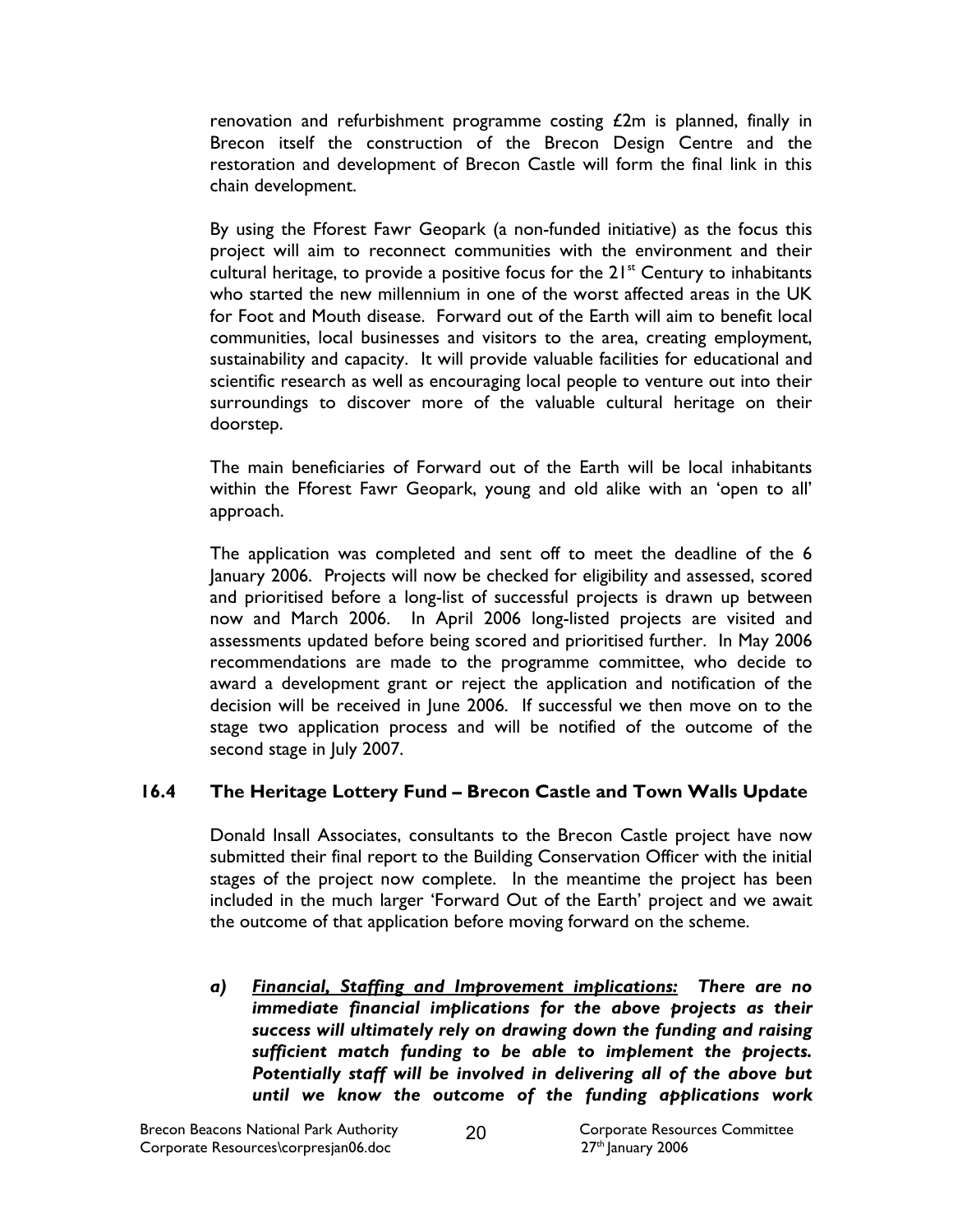renovation and refurbishment programme costing £2m is planned, finally in Brecon itself the construction of the Brecon Design Centre and the restoration and development of Brecon Castle will form the final link in this chain development.

By using the Fforest Fawr Geopark (a non-funded initiative) as the focus this project will aim to reconnect communities with the environment and their cultural heritage, to provide a positive focus for the 21st Century to inhabitants who started the new millennium in one of the worst affected areas in the UK for Foot and Mouth disease. Forward out of the Earth will aim to benefit local communities, local businesses and visitors to the area, creating employment, sustainability and capacity. It will provide valuable facilities for educational and scientific research as well as encouraging local people to venture out into their surroundings to discover more of the valuable cultural heritage on their doorstep.

The main beneficiaries of Forward out of the Earth will be local inhabitants within the Fforest Fawr Geopark, young and old alike with an 'open to all' approach.

The application was completed and sent off to meet the deadline of the 6 January 2006. Projects will now be checked for eligibility and assessed, scored and prioritised before a long-list of successful projects is drawn up between now and March 2006. In April 2006 long-listed projects are visited and assessments updated before being scored and prioritised further. In May 2006 recommendations are made to the programme committee, who decide to award a development grant or reject the application and notification of the decision will be received in June 2006. If successful we then move on to the stage two application process and will be notified of the outcome of the second stage in July 2007.

### 16.4 The Heritage Lottery Fund – Brecon Castle and Town Walls Update

Donald Insall Associates, consultants to the Brecon Castle project have now submitted their final report to the Building Conservation Officer with the initial stages of the project now complete. In the meantime the project has been included in the much larger 'Forward Out of the Earth' project and we await the outcome of that application before moving forward on the scheme.

***a) <u>Financial, Staffing and Improvement implications:</u> There are no immediate financial implications for the above projects as their success will ultimately rely on drawing down the funding and raising sufficient match funding to be able to implement the projects. Potentially staff will be involved in delivering all of the above but until we know the outcome of the funding applications work***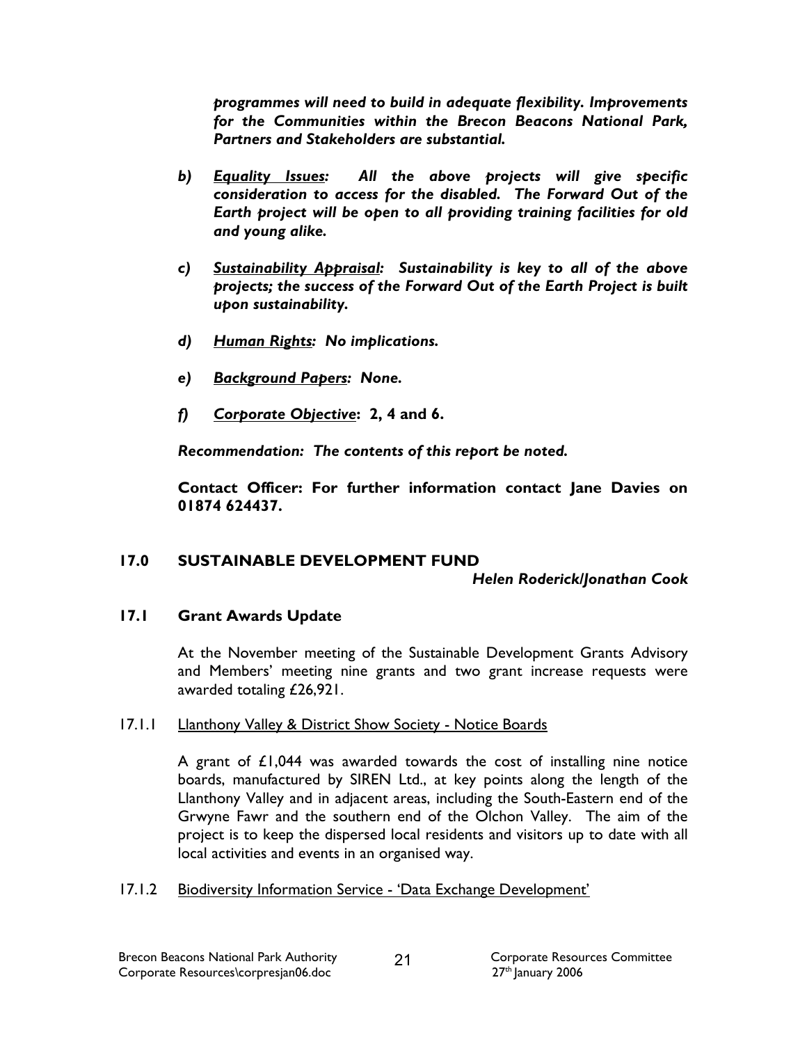*programmes will need to build in adequate flexibility. Improvements for the Communities within the Brecon Beacons National Park, Partners and Stakeholders are substantial.*

***b) <u>Equality Issues</u>:** All the above projects will give specific consideration to access for the disabled. The Forward Out of the Earth project will be open to all providing training facilities for old and young alike.*

***c) <u>Sustainability Appraisal</u>:** Sustainability is key to all of the above projects; the success of the Forward Out of the Earth Project is built upon sustainability.*

***d) <u>Human Rights</u>:** No implications.*

***e) <u>Background Papers</u>:** None.*

***f) <u>Corporate Objective</u>:** **2, 4 and 6.***

***Recommendation: The contents of this report be noted.***

**Contact Officer: For further information contact Jane Davies on 01874 624437.**

## 17.0 SUSTAINABLE DEVELOPMENT FUND

***Helen Roderick/Jonathan Cook***

### 17.1 Grant Awards Update

At the November meeting of the Sustainable Development Grants Advisory and Members' meeting nine grants and two grant increase requests were awarded totaling £26,921.

17.1.1 <u>Llanthony Valley & District Show Society - Notice Boards</u>

A grant of £1,044 was awarded towards the cost of installing nine notice boards, manufactured by SIREN Ltd., at key points along the length of the Llanthony Valley and in adjacent areas, including the South-Eastern end of the Grwyne Fawr and the southern end of the Olchon Valley. The aim of the project is to keep the dispersed local residents and visitors up to date with all local activities and events in an organised way.

17.1.2 <u>Biodiversity Information Service - 'Data Exchange Development'</u>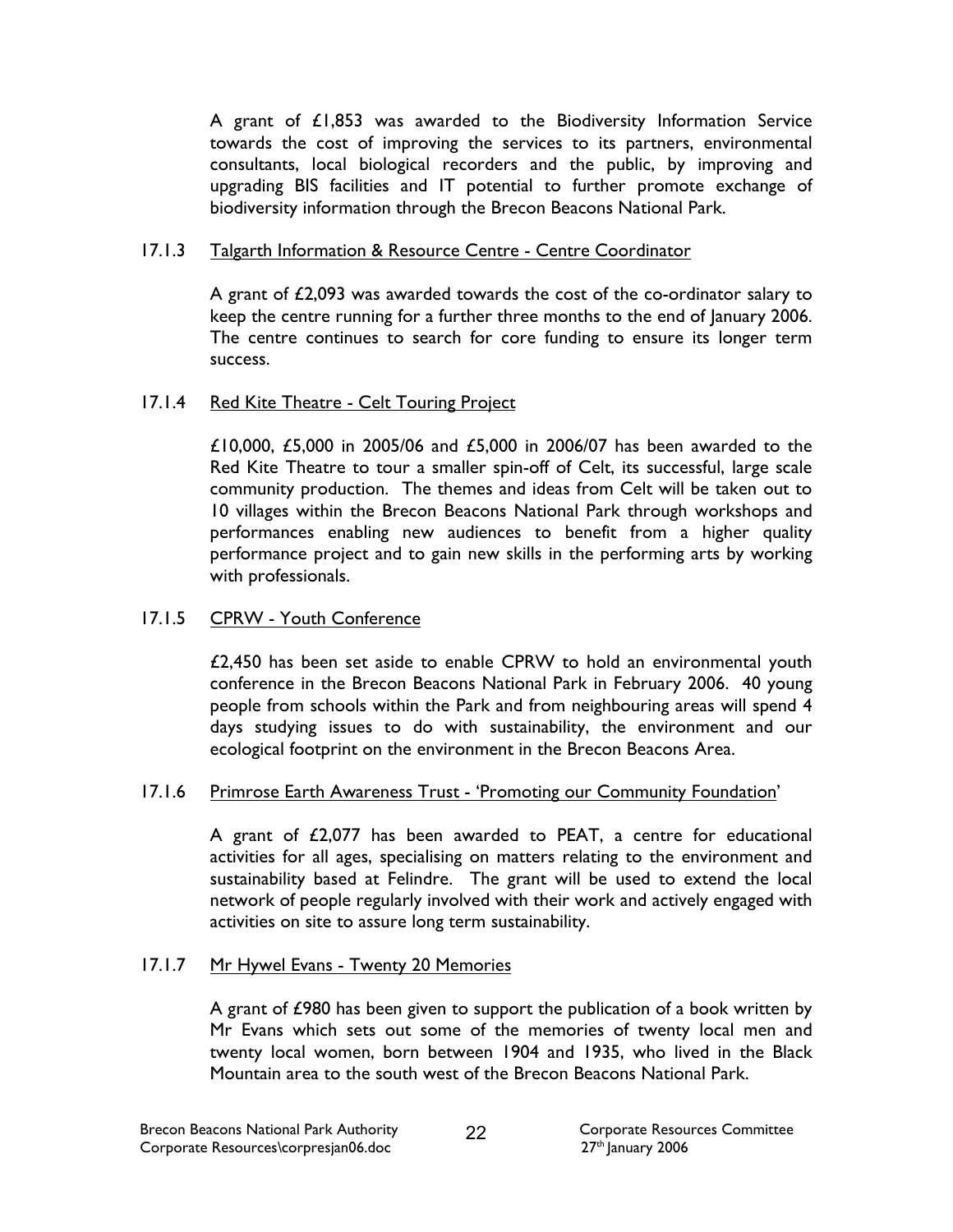A grant of £1,853 was awarded to the Biodiversity Information Service towards the cost of improving the services to its partners, environmental consultants, local biological recorders and the public, by improving and upgrading BIS facilities and IT potential to further promote exchange of biodiversity information through the Brecon Beacons National Park.

17.1.3 Talgarth Information & Resource Centre - Centre Coordinator

A grant of £2,093 was awarded towards the cost of the co-ordinator salary to keep the centre running for a further three months to the end of January 2006. The centre continues to search for core funding to ensure its longer term success.

17.1.4 Red Kite Theatre - Celt Touring Project

£10,000, £5,000 in 2005/06 and £5,000 in 2006/07 has been awarded to the Red Kite Theatre to tour a smaller spin-off of Celt, its successful, large scale community production. The themes and ideas from Celt will be taken out to 10 villages within the Brecon Beacons National Park through workshops and performances enabling new audiences to benefit from a higher quality performance project and to gain new skills in the performing arts by working with professionals.

17.1.5 CPRW - Youth Conference

£2,450 has been set aside to enable CPRW to hold an environmental youth conference in the Brecon Beacons National Park in February 2006. 40 young people from schools within the Park and from neighbouring areas will spend 4 days studying issues to do with sustainability, the environment and our ecological footprint on the environment in the Brecon Beacons Area.

17.1.6 Primrose Earth Awareness Trust - 'Promoting our Community Foundation'

A grant of £2,077 has been awarded to PEAT, a centre for educational activities for all ages, specialising on matters relating to the environment and sustainability based at Felindre. The grant will be used to extend the local network of people regularly involved with their work and actively engaged with activities on site to assure long term sustainability.

17.1.7 Mr Hywel Evans - Twenty 20 Memories

A grant of £980 has been given to support the publication of a book written by Mr Evans which sets out some of the memories of twenty local men and twenty local women, born between 1904 and 1935, who lived in the Black Mountain area to the south west of the Brecon Beacons National Park.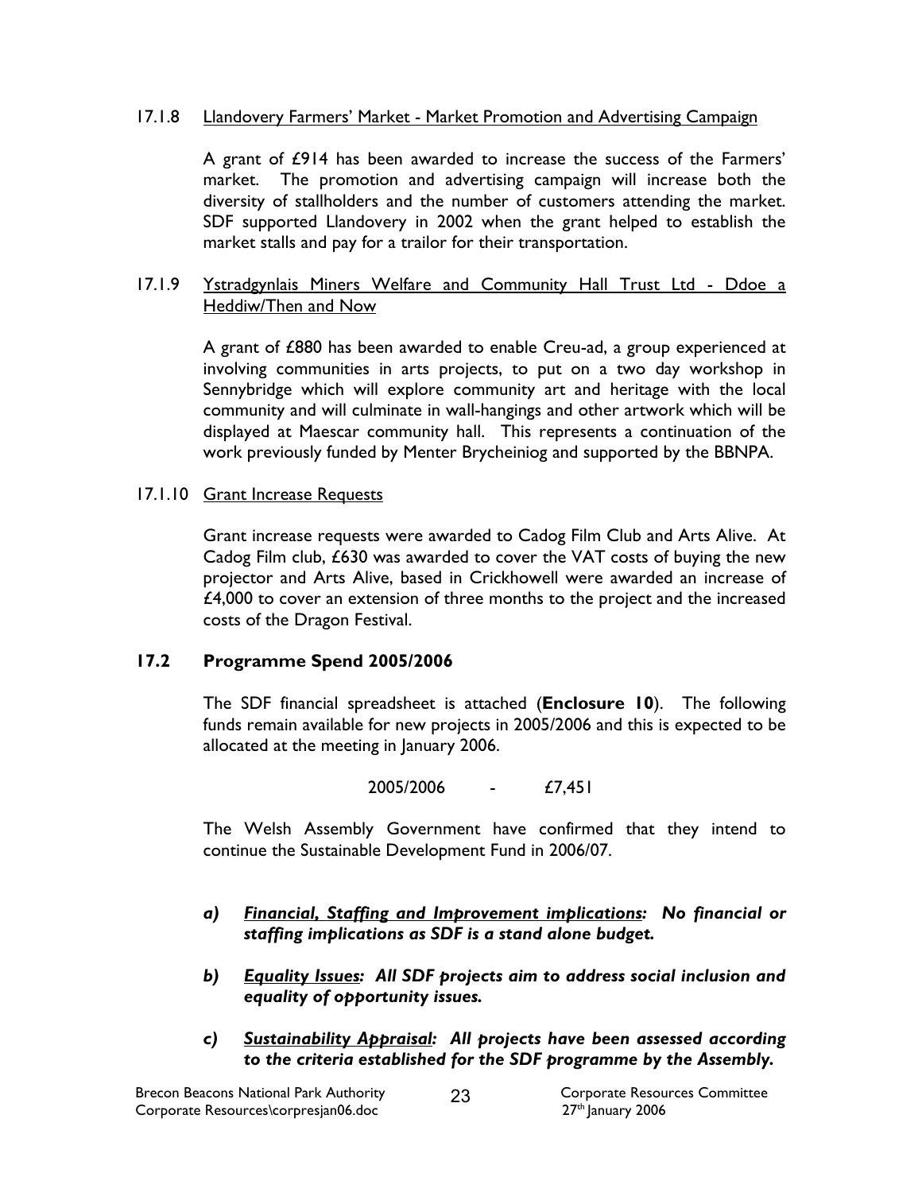17.1.8 Llandovery Farmers' Market - Market Promotion and Advertising Campaign

A grant of £914 has been awarded to increase the success of the Farmers' market. The promotion and advertising campaign will increase both the diversity of stallholders and the number of customers attending the market. SDF supported Llandovery in 2002 when the grant helped to establish the market stalls and pay for a trailor for their transportation.

17.1.9 Ystradgynlais Miners Welfare and Community Hall Trust Ltd - Ddoe a Heddiw/Then and Now

A grant of £880 has been awarded to enable Creu-ad, a group experienced at involving communities in arts projects, to put on a two day workshop in Sennybridge which will explore community art and heritage with the local community and will culminate in wall-hangings and other artwork which will be displayed at Maescar community hall. This represents a continuation of the work previously funded by Menter Brycheiniog and supported by the BBNPA.

17.1.10 Grant Increase Requests

Grant increase requests were awarded to Cadog Film Club and Arts Alive. At Cadog Film club, £630 was awarded to cover the VAT costs of buying the new projector and Arts Alive, based in Crickhowell were awarded an increase of £4,000 to cover an extension of three months to the project and the increased costs of the Dragon Festival.

## 17.2 Programme Spend 2005/2006

The SDF financial spreadsheet is attached (**Enclosure 10**). The following funds remain available for new projects in 2005/2006 and this is expected to be allocated at the meeting in January 2006.

2005/2006 - £7,451

The Welsh Assembly Government have confirmed that they intend to continue the Sustainable Development Fund in 2006/07.

*a) **Financial, Staffing and Improvement implications:** **No financial or staffing implications as SDF is a stand alone budget.***

*b) **Equality Issues:** **All SDF projects aim to address social inclusion and equality of opportunity issues.***

*c) **Sustainability Appraisal:** **All projects have been assessed according to the criteria established for the SDF programme by the Assembly.***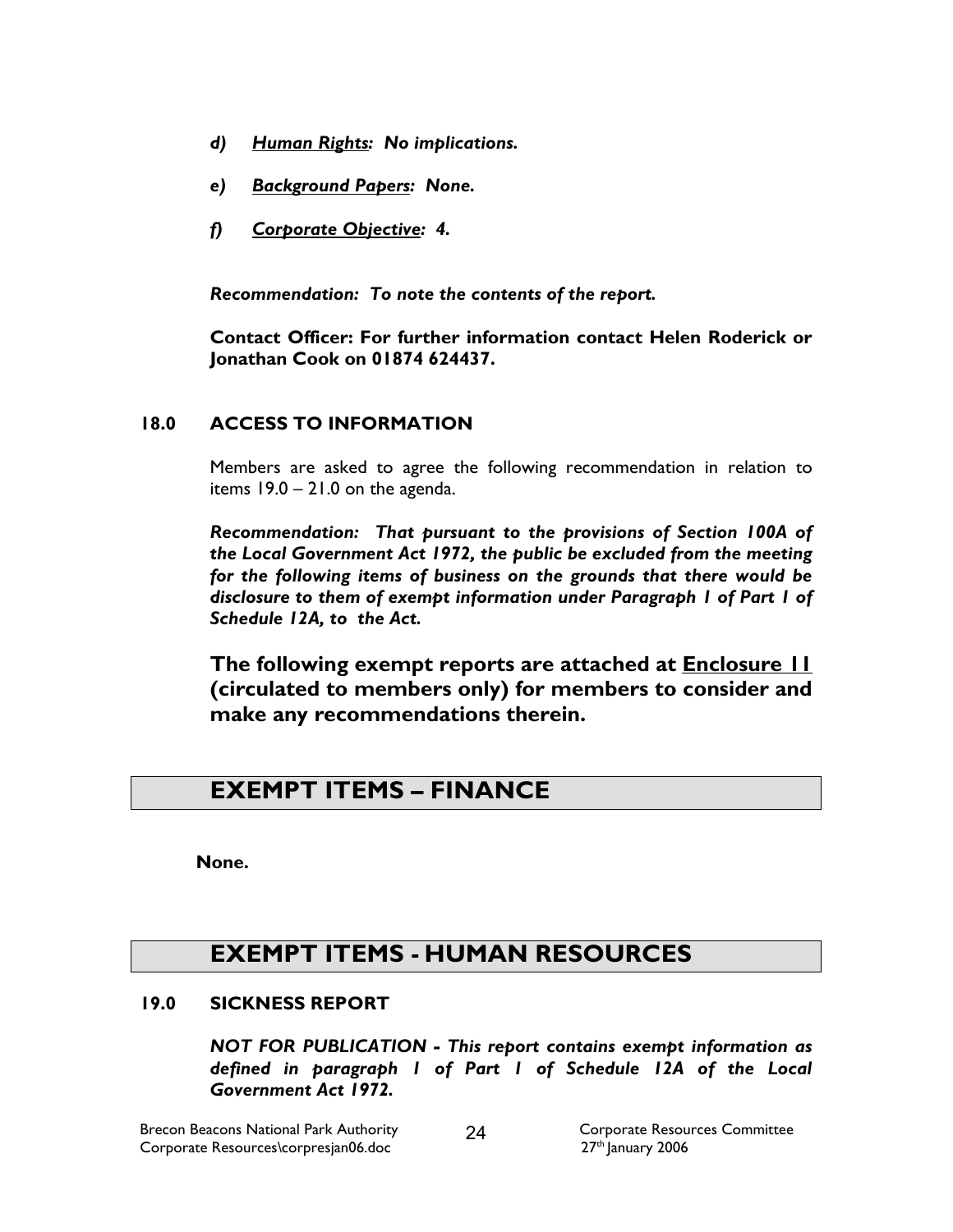*d) __Human Rights__: No implications.*

*e) __Background Papers__: None.*

*f) __Corporate Objective__: 4.*

***Recommendation: To note the contents of the report.***

**Contact Officer: For further information contact Helen Roderick or Jonathan Cook on 01874 624437.**

## 18.0 ACCESS TO INFORMATION

Members are asked to agree the following recommendation in relation to items 19.0 – 21.0 on the agenda.

***Recommendation: That pursuant to the provisions of Section 100A of the Local Government Act 1972, the public be excluded from the meeting for the following items of business on the grounds that there would be disclosure to them of exempt information under Paragraph 1 of Part 1 of Schedule 12A, to the Act.***

**The following exempt reports are attached at __Enclosure 11__ (circulated to members only) for members to consider and make any recommendations therein.**

# EXEMPT ITEMS – FINANCE

**None.**

# EXEMPT ITEMS - HUMAN RESOURCES

## 19.0 SICKNESS REPORT

***NOT FOR PUBLICATION - This report contains exempt information as defined in paragraph 1 of Part 1 of Schedule 12A of the Local Government Act 1972.***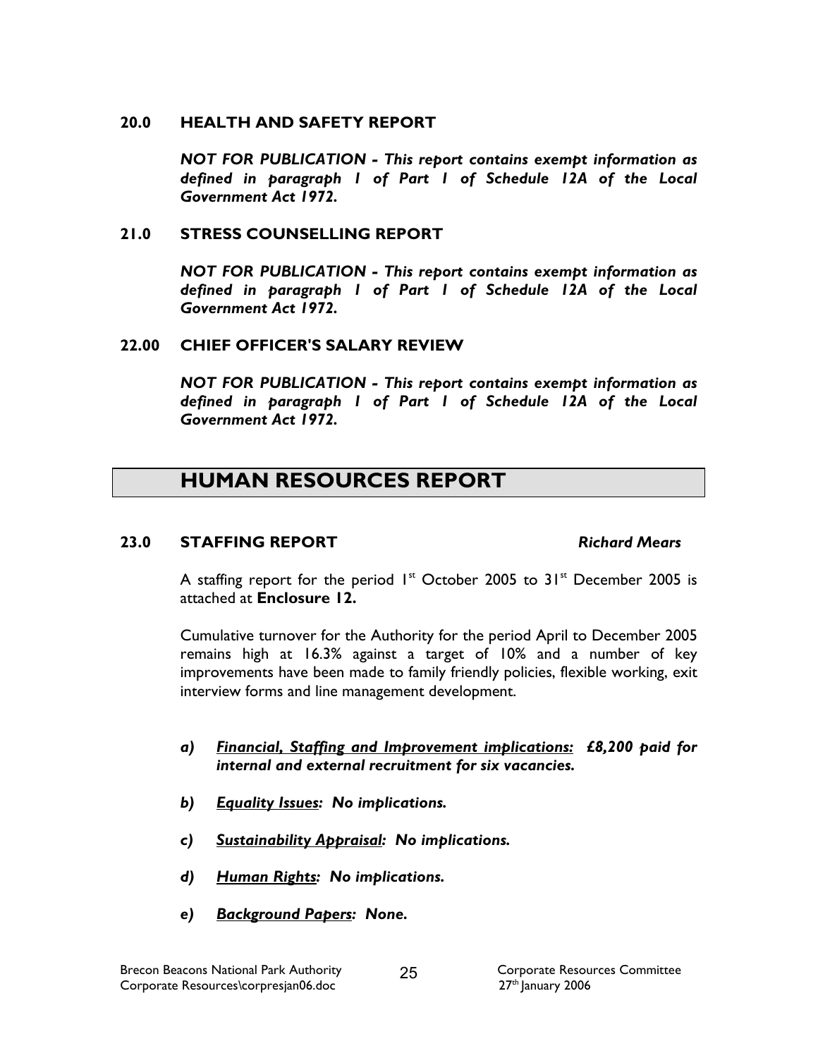### 20.0 HEALTH AND SAFETY REPORT

***NOT FOR PUBLICATION - This report contains exempt information as defined in paragraph 1 of Part 1 of Schedule 12A of the Local Government Act 1972.***

### 21.0 STRESS COUNSELLING REPORT

***NOT FOR PUBLICATION - This report contains exempt information as defined in paragraph 1 of Part 1 of Schedule 12A of the Local Government Act 1972.***

### 22.00 CHIEF OFFICER'S SALARY REVIEW

***NOT FOR PUBLICATION - This report contains exempt information as defined in paragraph 1 of Part 1 of Schedule 12A of the Local Government Act 1972.***

## HUMAN RESOURCES REPORT

### 23.0 STAFFING REPORT *Richard Mears*

A staffing report for the period 1st October 2005 to 31st December 2005 is attached at **Enclosure 12.**

Cumulative turnover for the Authority for the period April to December 2005 remains high at 16.3% against a target of 10% and a number of key improvements have been made to family friendly policies, flexible working, exit interview forms and line management development.

*a)* ***Financial, Staffing and Improvement implications:** £8,200 paid for internal and external recruitment for six vacancies.*

*b)* ***Equality Issues:** No implications.*

*c)* ***Sustainability Appraisal:** No implications.*

*d)* ***Human Rights:** No implications.*

*e)* ***Background Papers:** None.*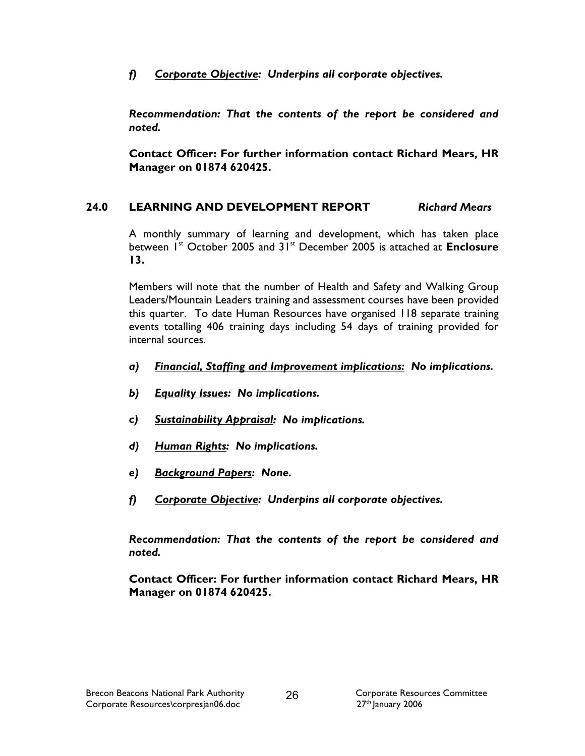*f)* ***Corporate Objective**: Underpins all corporate objectives.*

***Recommendation: That the contents of the report be considered and noted.***

**Contact Officer: For further information contact Richard Mears, HR Manager on 01874 620425.**

## 24.0 LEARNING AND DEVELOPMENT REPORT *Richard Mears*

A monthly summary of learning and development, which has taken place between 1st October 2005 and 31st December 2005 is attached at **Enclosure 13.**

Members will note that the number of Health and Safety and Walking Group Leaders/Mountain Leaders training and assessment courses have been provided this quarter. To date Human Resources have organised 118 separate training events totalling 406 training days including 54 days of training provided for internal sources.

*a)* ***Financial, Staffing and Improvement implications:** No implications.*

*b)* ***Equality Issues**: No implications.*

*c)* ***Sustainability Appraisal**: No implications.*

*d)* ***Human Rights**: No implications.*

*e)* ***Background Papers**: None.*

*f)* ***Corporate Objective**: Underpins all corporate objectives.*

***Recommendation: That the contents of the report be considered and noted.***

**Contact Officer: For further information contact Richard Mears, HR Manager on 01874 620425.**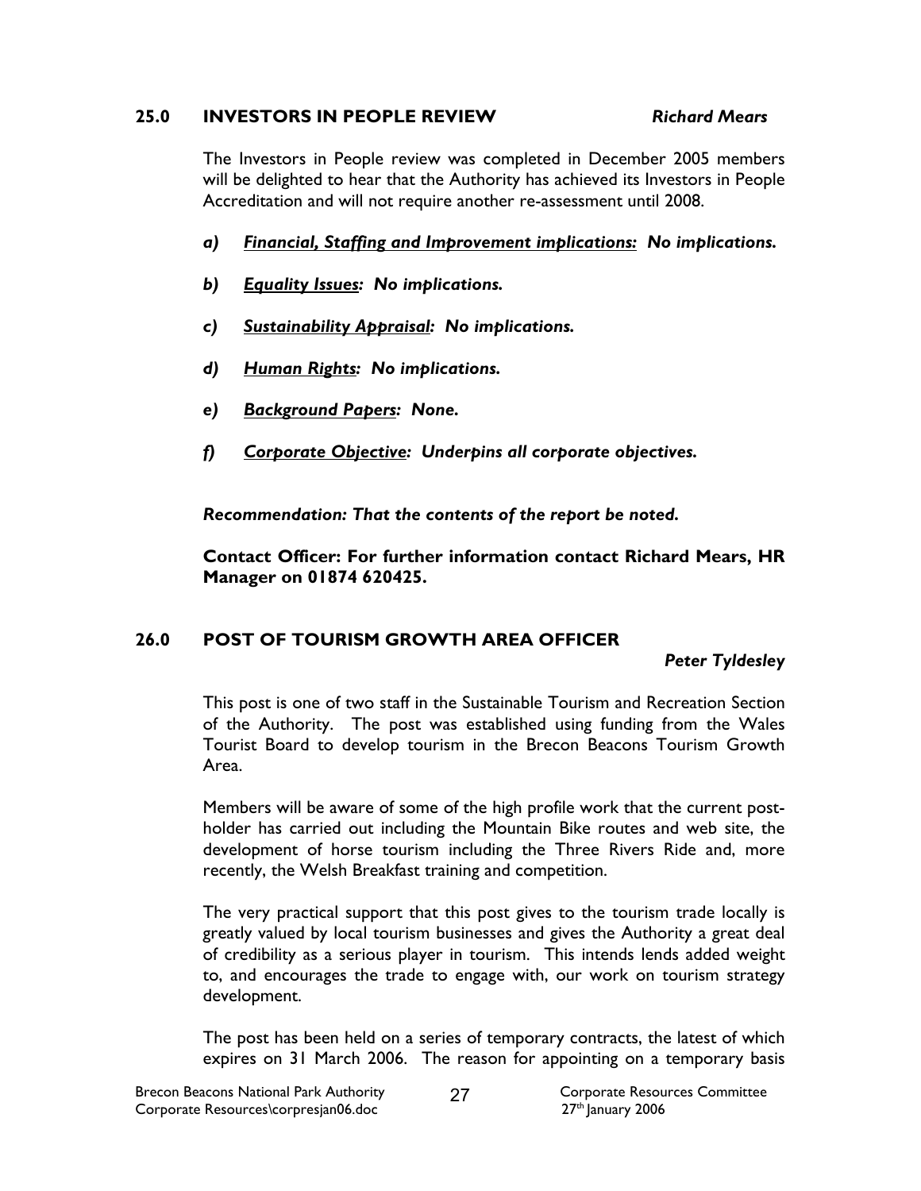## 25.0 INVESTORS IN PEOPLE REVIEW *Richard Mears*

The Investors in People review was completed in December 2005 members will be delighted to hear that the Authority has achieved its Investors in People Accreditation and will not require another re-assessment until 2008.

*a)* ***<u>Financial, Staffing and Improvement implications:</u>  No implications.***

*b)* ***<u>Equality Issues</u>:  No implications.***

*c)* ***<u>Sustainability Appraisal</u>:  No implications.***

*d)* ***<u>Human Rights</u>:  No implications.***

*e)* ***<u>Background Papers</u>:  None.***

*f)* ***<u>Corporate Objective</u>:  Underpins all corporate objectives.***

***Recommendation: That the contents of the report be noted.***

**Contact Officer: For further information contact Richard Mears, HR Manager on 01874 620425.**

## 26.0 POST OF TOURISM GROWTH AREA OFFICER *Peter Tyldesley*

This post is one of two staff in the Sustainable Tourism and Recreation Section of the Authority. The post was established using funding from the Wales Tourist Board to develop tourism in the Brecon Beacons Tourism Growth Area.

Members will be aware of some of the high profile work that the current post-holder has carried out including the Mountain Bike routes and web site, the development of horse tourism including the Three Rivers Ride and, more recently, the Welsh Breakfast training and competition.

The very practical support that this post gives to the tourism trade locally is greatly valued by local tourism businesses and gives the Authority a great deal of credibility as a serious player in tourism. This intends lends added weight to, and encourages the trade to engage with, our work on tourism strategy development.

The post has been held on a series of temporary contracts, the latest of which expires on 31 March 2006. The reason for appointing on a temporary basis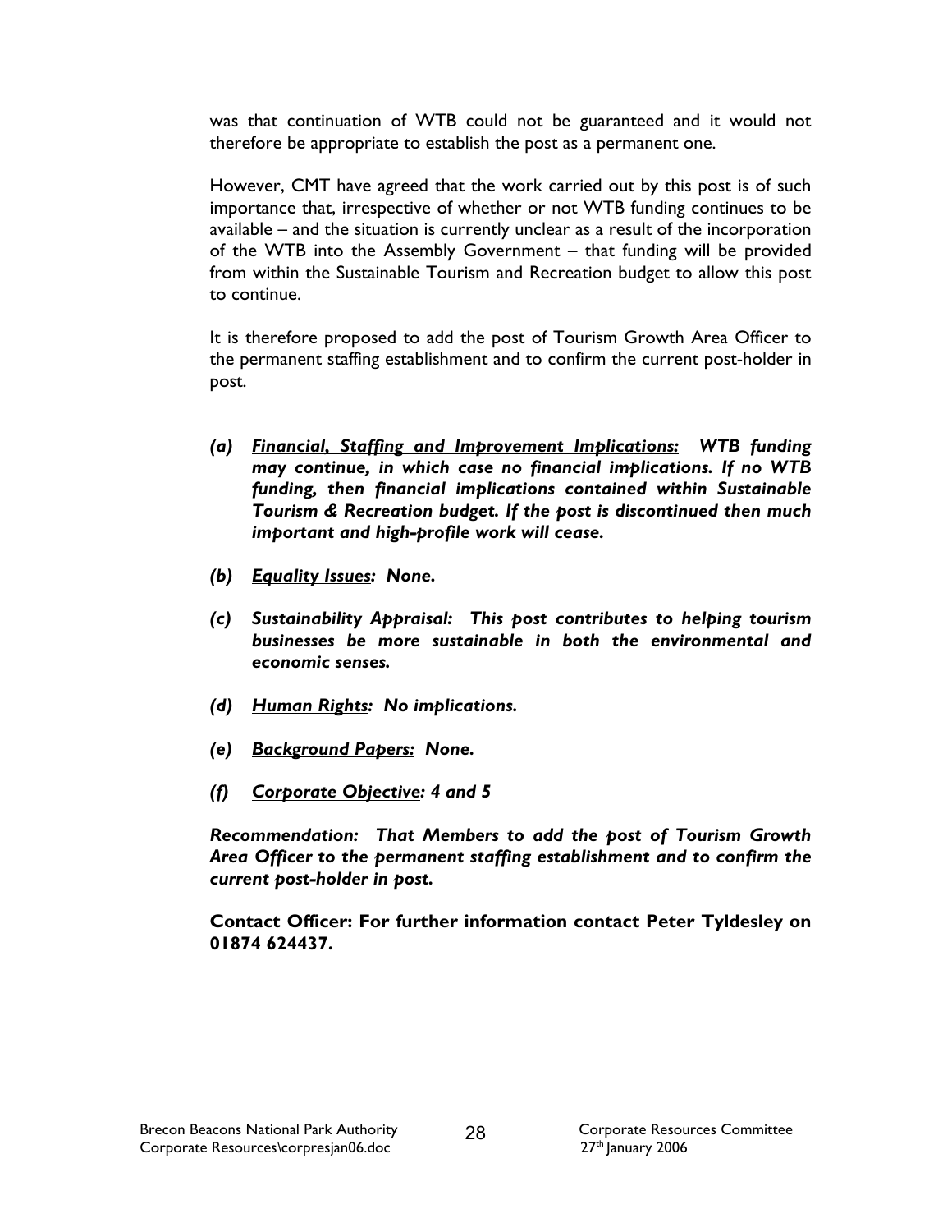was that continuation of WTB could not be guaranteed and it would not therefore be appropriate to establish the post as a permanent one.

However, CMT have agreed that the work carried out by this post is of such importance that, irrespective of whether or not WTB funding continues to be available – and the situation is currently unclear as a result of the incorporation of the WTB into the Assembly Government – that funding will be provided from within the Sustainable Tourism and Recreation budget to allow this post to continue.

It is therefore proposed to add the post of Tourism Growth Area Officer to the permanent staffing establishment and to confirm the current post-holder in post.

***(a) <u>Financial, Staffing and Improvement Implications:</u> WTB funding may continue, in which case no financial implications. If no WTB funding, then financial implications contained within Sustainable Tourism & Recreation budget. If the post is discontinued then much important and high-profile work will cease.***

***(b) <u>Equality Issues</u>: None.***

***(c) <u>Sustainability Appraisal:</u> This post contributes to helping tourism businesses be more sustainable in both the environmental and economic senses.***

***(d) <u>Human Rights</u>: No implications.***

***(e) <u>Background Papers:</u> None.***

***(f) <u>Corporate Objective</u>: 4 and 5***

***Recommendation: That Members to add the post of Tourism Growth Area Officer to the permanent staffing establishment and to confirm the current post-holder in post.***

**Contact Officer: For further information contact Peter Tyldesley on 01874 624437.**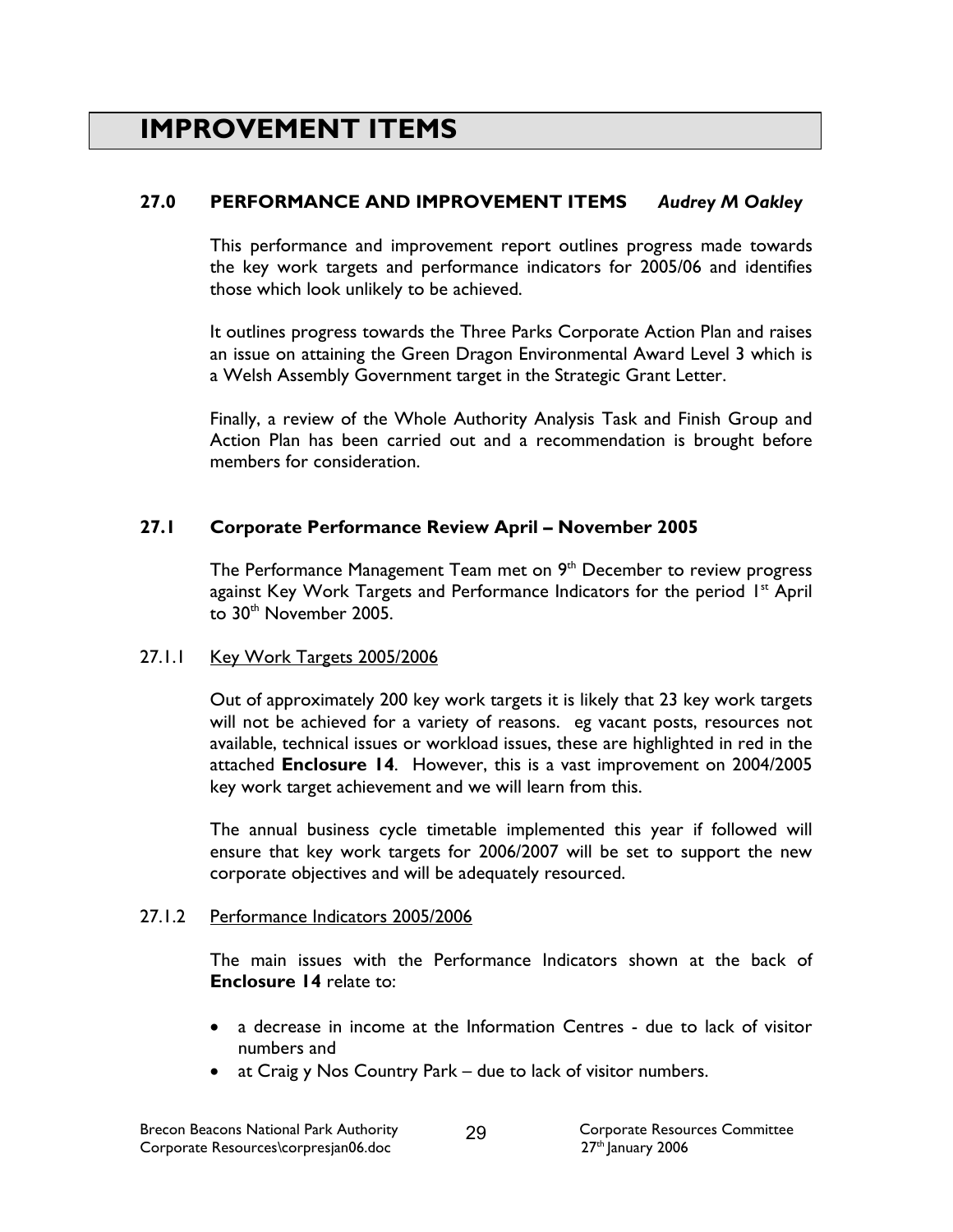# IMPROVEMENT ITEMS

## 27.0 PERFORMANCE AND IMPROVEMENT ITEMS *Audrey M Oakley*

This performance and improvement report outlines progress made towards the key work targets and performance indicators for 2005/06 and identifies those which look unlikely to be achieved.

It outlines progress towards the Three Parks Corporate Action Plan and raises an issue on attaining the Green Dragon Environmental Award Level 3 which is a Welsh Assembly Government target in the Strategic Grant Letter.

Finally, a review of the Whole Authority Analysis Task and Finish Group and Action Plan has been carried out and a recommendation is brought before members for consideration.

## 27.1 Corporate Performance Review April – November 2005

The Performance Management Team met on 9th December to review progress against Key Work Targets and Performance Indicators for the period 1st April to 30th November 2005.

### 27.1.1 Key Work Targets 2005/2006

Out of approximately 200 key work targets it is likely that 23 key work targets will not be achieved for a variety of reasons. eg vacant posts, resources not available, technical issues or workload issues, these are highlighted in red in the attached **Enclosure 14**. However, this is a vast improvement on 2004/2005 key work target achievement and we will learn from this.

The annual business cycle timetable implemented this year if followed will ensure that key work targets for 2006/2007 will be set to support the new corporate objectives and will be adequately resourced.

### 27.1.2 Performance Indicators 2005/2006

The main issues with the Performance Indicators shown at the back of **Enclosure 14** relate to:

- a decrease in income at the Information Centres - due to lack of visitor numbers and
- at Craig y Nos Country Park – due to lack of visitor numbers.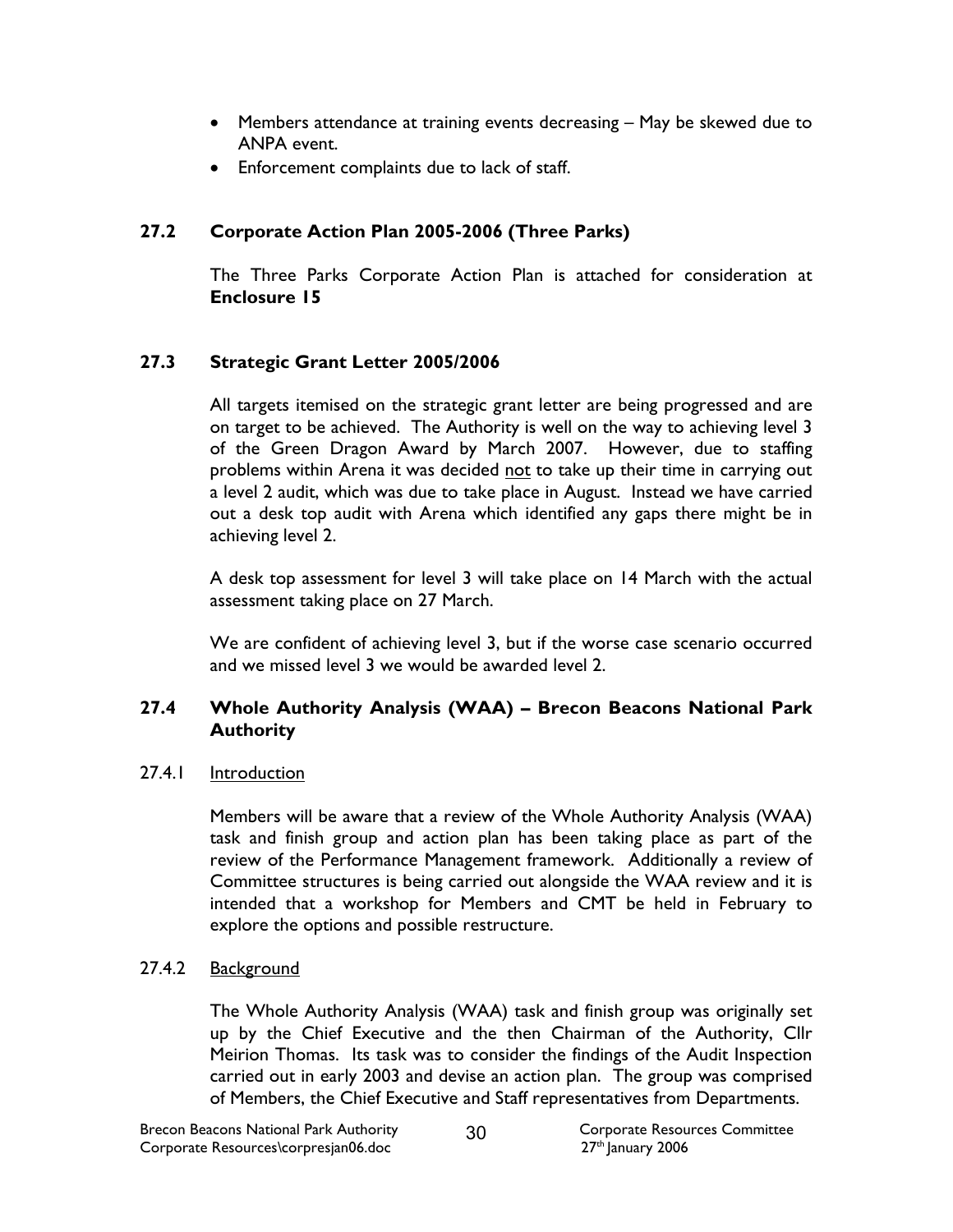- Members attendance at training events decreasing – May be skewed due to ANPA event.
- Enforcement complaints due to lack of staff.

## 27.2 Corporate Action Plan 2005-2006 (Three Parks)

The Three Parks Corporate Action Plan is attached for consideration at **Enclosure 15**

## 27.3 Strategic Grant Letter 2005/2006

All targets itemised on the strategic grant letter are being progressed and are on target to be achieved. The Authority is well on the way to achieving level 3 of the Green Dragon Award by March 2007. However, due to staffing problems within Arena it was decided <u>not</u> to take up their time in carrying out a level 2 audit, which was due to take place in August. Instead we have carried out a desk top audit with Arena which identified any gaps there might be in achieving level 2.

A desk top assessment for level 3 will take place on 14 March with the actual assessment taking place on 27 March.

We are confident of achieving level 3, but if the worse case scenario occurred and we missed level 3 we would be awarded level 2.

## 27.4 Whole Authority Analysis (WAA) – Brecon Beacons National Park Authority

### 27.4.1 <u>Introduction</u>

Members will be aware that a review of the Whole Authority Analysis (WAA) task and finish group and action plan has been taking place as part of the review of the Performance Management framework. Additionally a review of Committee structures is being carried out alongside the WAA review and it is intended that a workshop for Members and CMT be held in February to explore the options and possible restructure.

### 27.4.2 <u>Background</u>

The Whole Authority Analysis (WAA) task and finish group was originally set up by the Chief Executive and the then Chairman of the Authority, Cllr Meirion Thomas. Its task was to consider the findings of the Audit Inspection carried out in early 2003 and devise an action plan. The group was comprised of Members, the Chief Executive and Staff representatives from Departments.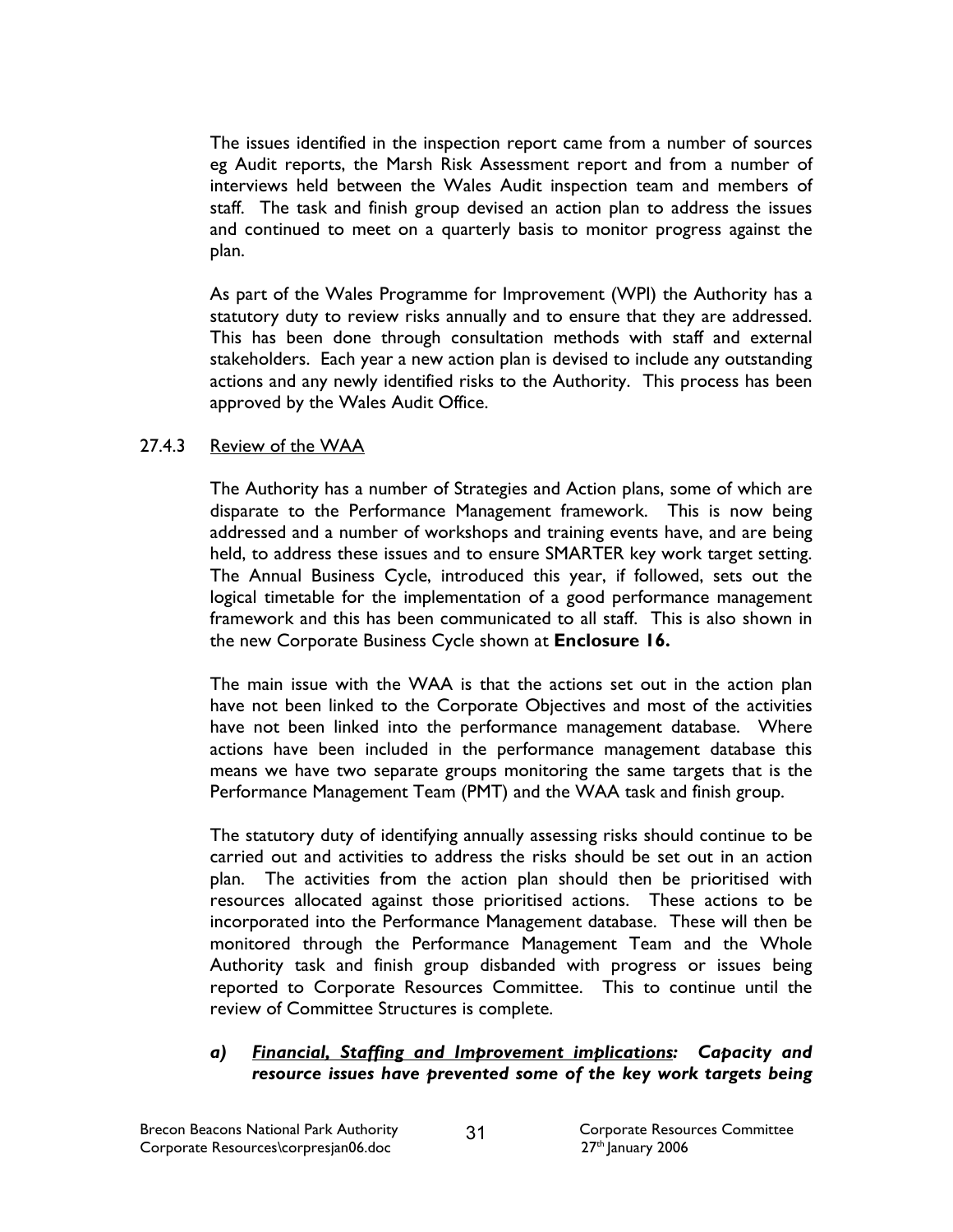The issues identified in the inspection report came from a number of sources eg Audit reports, the Marsh Risk Assessment report and from a number of interviews held between the Wales Audit inspection team and members of staff. The task and finish group devised an action plan to address the issues and continued to meet on a quarterly basis to monitor progress against the plan.

As part of the Wales Programme for Improvement (WPI) the Authority has a statutory duty to review risks annually and to ensure that they are addressed. This has been done through consultation methods with staff and external stakeholders. Each year a new action plan is devised to include any outstanding actions and any newly identified risks to the Authority. This process has been approved by the Wales Audit Office.

27.4.3 Review of the WAA

The Authority has a number of Strategies and Action plans, some of which are disparate to the Performance Management framework. This is now being addressed and a number of workshops and training events have, and are being held, to address these issues and to ensure SMARTER key work target setting. The Annual Business Cycle, introduced this year, if followed, sets out the logical timetable for the implementation of a good performance management framework and this has been communicated to all staff. This is also shown in the new Corporate Business Cycle shown at **Enclosure 16.**

The main issue with the WAA is that the actions set out in the action plan have not been linked to the Corporate Objectives and most of the activities have not been linked into the performance management database. Where actions have been included in the performance management database this means we have two separate groups monitoring the same targets that is the Performance Management Team (PMT) and the WAA task and finish group.

The statutory duty of identifying annually assessing risks should continue to be carried out and activities to address the risks should be set out in an action plan. The activities from the action plan should then be prioritised with resources allocated against those prioritised actions. These actions to be incorporated into the Performance Management database. These will then be monitored through the Performance Management Team and the Whole Authority task and finish group disbanded with progress or issues being reported to Corporate Resources Committee. This to continue until the review of Committee Structures is complete.

***a) Financial, Staffing and Improvement implications: Capacity and resource issues have prevented some of the key work targets being***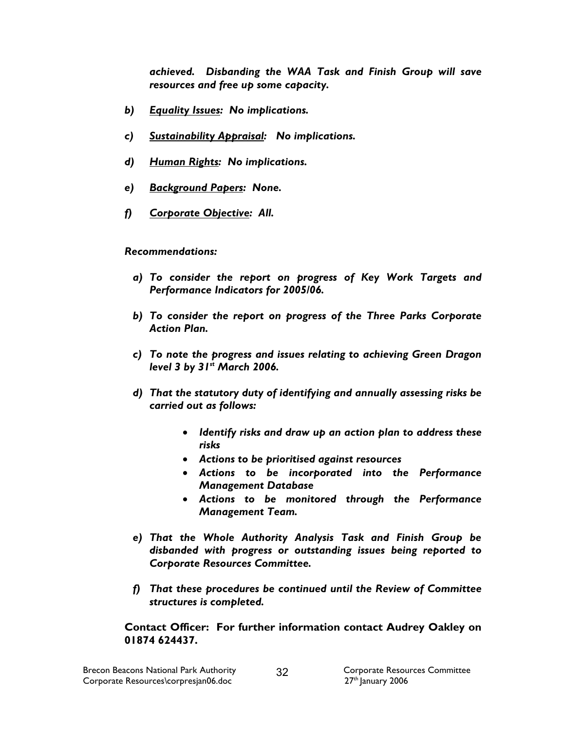*achieved. Disbanding the WAA Task and Finish Group will save resources and free up some capacity.*

*b)* ***Equality Issues:*** ***No implications.***

*c)* ***Sustainability Appraisal:*** ***No implications.***

*d)* ***Human Rights:*** ***No implications.***

*e)* ***Background Papers:*** ***None.***

*f)* ***Corporate Objective:*** ***All.***

***Recommendations:***

***a) To consider the report on progress of Key Work Targets and Performance Indicators for 2005/06.***

***b) To consider the report on progress of the Three Parks Corporate Action Plan.***

***c) To note the progress and issues relating to achieving Green Dragon level 3 by 31st March 2006.***

***d) That the statutory duty of identifying and annually assessing risks be carried out as follows:***

- ***Identify risks and draw up an action plan to address these risks***
- ***Actions to be prioritised against resources***
- ***Actions to be incorporated into the Performance Management Database***
- ***Actions to be monitored through the Performance Management Team.***

***e) That the Whole Authority Analysis Task and Finish Group be disbanded with progress or outstanding issues being reported to Corporate Resources Committee.***

***f) That these procedures be continued until the Review of Committee structures is completed.***

**Contact Officer: For further information contact Audrey Oakley on 01874 624437.**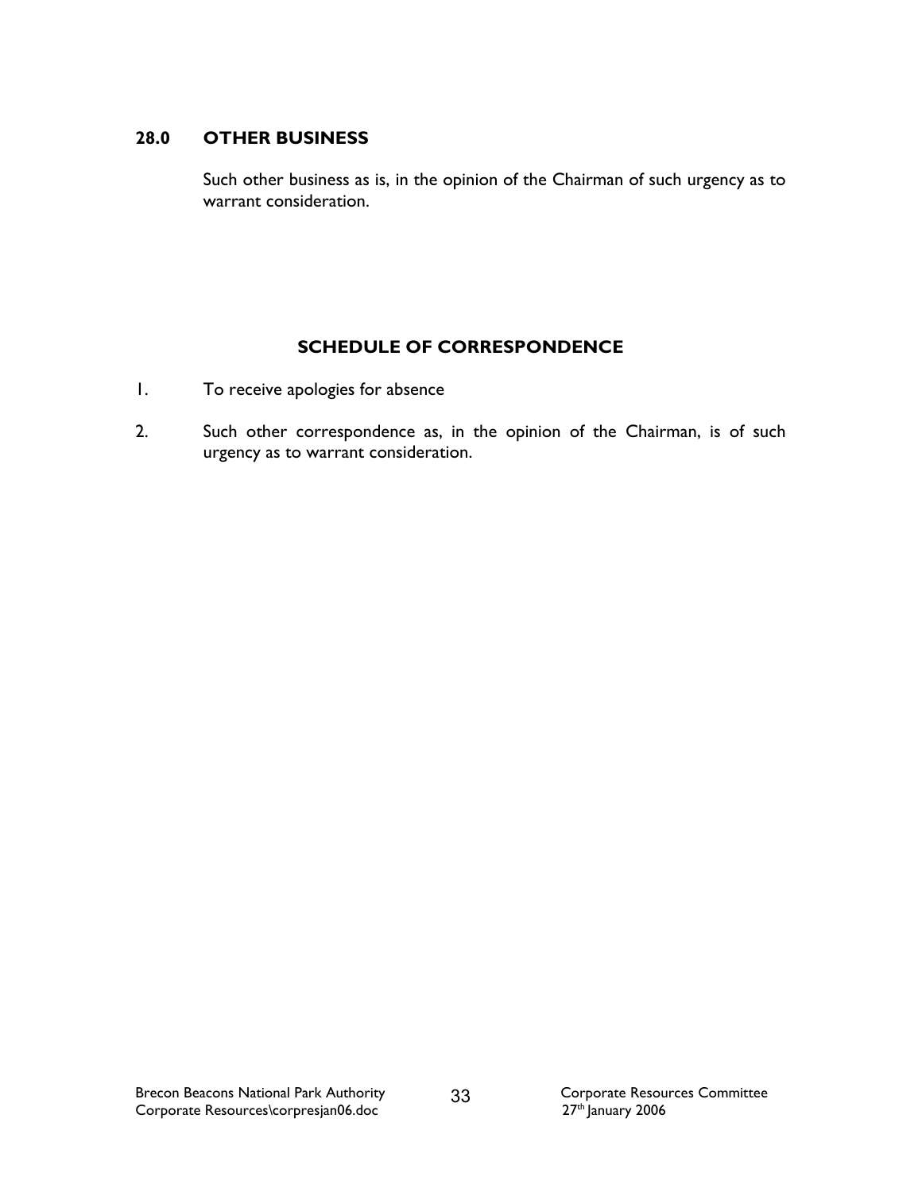## 28.0 OTHER BUSINESS

Such other business as is, in the opinion of the Chairman of such urgency as to warrant consideration.

## SCHEDULE OF CORRESPONDENCE

1. To receive apologies for absence

2. Such other correspondence as, in the opinion of the Chairman, is of such urgency as to warrant consideration.